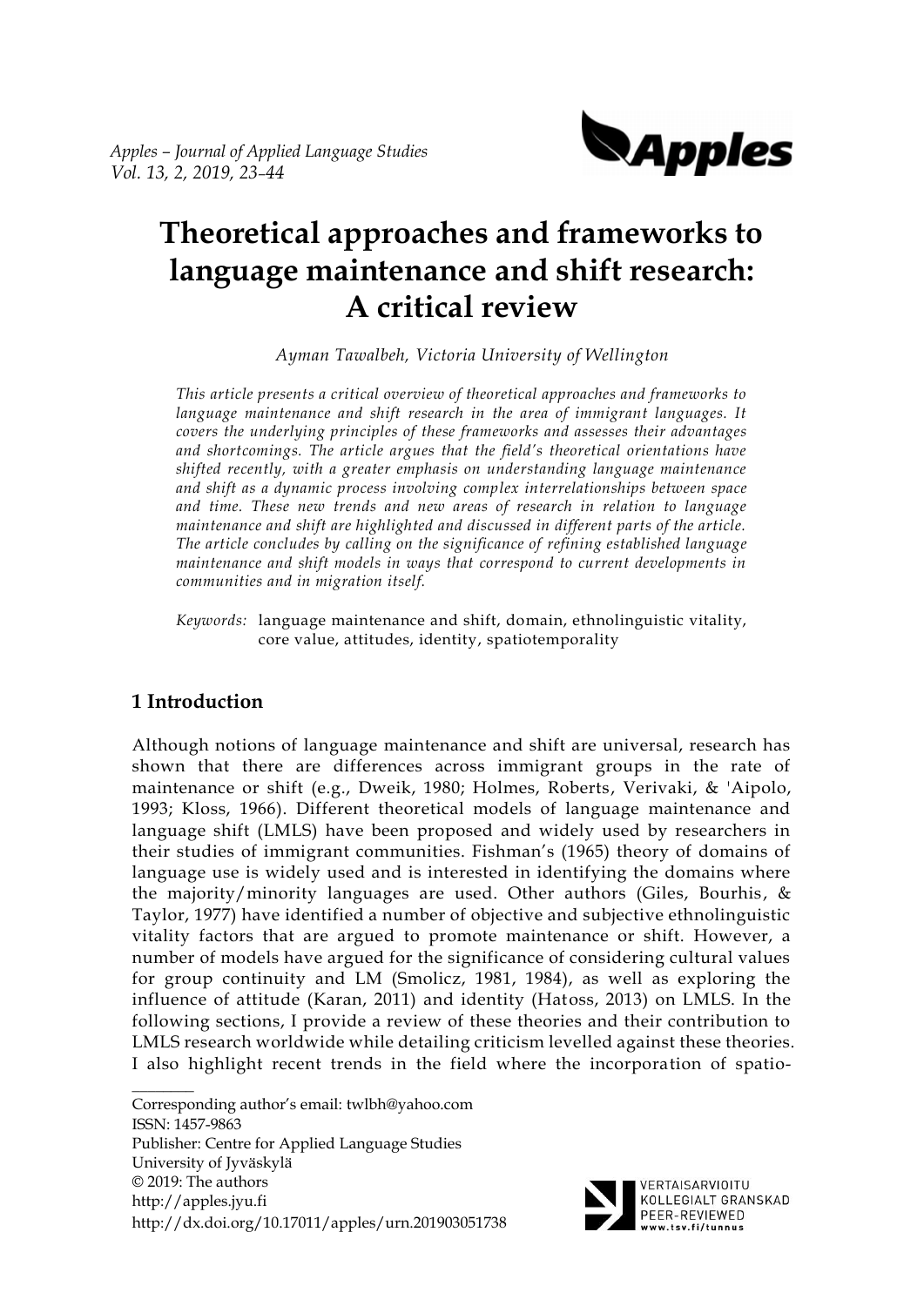# Theoretical approaches and frameworks to language maintenance and shift research: A critical review

*Ayman Tawalbeh, Victoria University of Wellington*

*This article presents a critical overview of theoretical approaches and frameworks to language maintenance and shift research in the area of immigrant languages. It covers the underlying principles of these frameworks and assesses their advantages and shortcomings. The article argues that the field's theoretical orientations have shifted recently, with a greater emphasis on understanding language maintenance and shift as a dynamic process involving complex interrelationships between space and time. These new trends and new areas of research in relation to language maintenance and shift are highlighted and discussed in different parts of the article. The article concludes by calling on the significance of refining established language maintenance and shift models in ways that correspond to current developments in communities and in migration itself.*

*Keywords:* language maintenance and shift, domain, ethnolinguistic vitality, core value, attitudes, identity, spatiotemporality

## 1 Introduction

Although notions of language maintenance and shift are universal, research has shown that there are differences across immigrant groups in the rate of maintenance or shift (e.g., Dweik, 1980; Holmes, Roberts, Verivaki, & 'Aipolo, 1993; Kloss, 1966). Different theoretical models of language maintenance and language shift (LMLS) have been proposed and widely used by researchers in their studies of immigrant communities. Fishman's (1965) theory of domains of language use is widely used and is interested in identifying the domains where the majority/minority languages are used. Other authors (Giles, Bourhis, & Taylor, 1977) have identified a number of objective and subjective ethnolinguistic vitality factors that are argued to promote maintenance or shift. However, a number of models have argued for the significance of considering cultural values for group continuity and LM (Smolicz, 1981, 1984), as well as exploring the influence of attitude (Karan, 2011) and identity (Hatoss, 2013) on LMLS. In the following sections, I provide a review of these theories and their contribution to LMLS research worldwide while detailing criticism levelled against these theories. I also highlight recent trends in the field where the incorporation of spatio-

---

Corresponding author's email: twlbh@yahoo.com
ISSN: 1457-9863
Publisher: Centre for Applied Language Studies
University of Jyväskylä
© 2019: The authors
http://apples.jyu.fi
http://dx.doi.org/10.17011/apples/urn.201903051738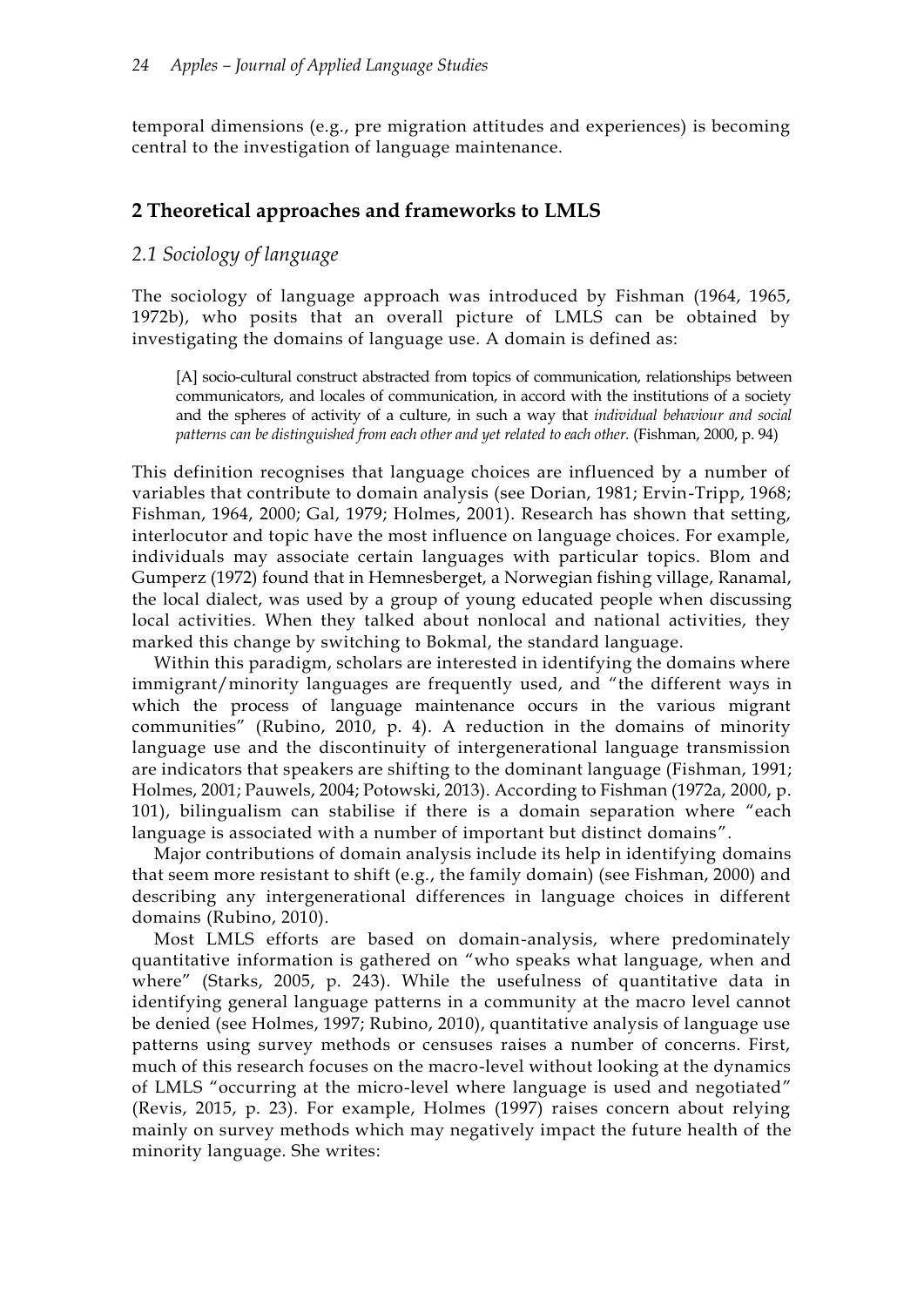temporal dimensions (e.g., pre migration attitudes and experiences) is becoming central to the investigation of language maintenance.

## 2 Theoretical approaches and frameworks to LMLS

### *2.1 Sociology of language*

The sociology of language approach was introduced by Fishman (1964, 1965, 1972b), who posits that an overall picture of LMLS can be obtained by investigating the domains of language use. A domain is defined as:

> [A] socio-cultural construct abstracted from topics of communication, relationships between communicators, and locales of communication, in accord with the institutions of a society and the spheres of activity of a culture, in such a way that *individual behaviour and social patterns can be distinguished from each other and yet related to each other.* (Fishman, 2000, p. 94)

This definition recognises that language choices are influenced by a number of variables that contribute to domain analysis (see Dorian, 1981; Ervin-Tripp, 1968; Fishman, 1964, 2000; Gal, 1979; Holmes, 2001). Research has shown that setting, interlocutor and topic have the most influence on language choices. For example, individuals may associate certain languages with particular topics. Blom and Gumperz (1972) found that in Hemnesberget, a Norwegian fishing village, Ranamal, the local dialect, was used by a group of young educated people when discussing local activities. When they talked about nonlocal and national activities, they marked this change by switching to Bokmal, the standard language.

Within this paradigm, scholars are interested in identifying the domains where immigrant/minority languages are frequently used, and "the different ways in which the process of language maintenance occurs in the various migrant communities" (Rubino, 2010, p. 4). A reduction in the domains of minority language use and the discontinuity of intergenerational language transmission are indicators that speakers are shifting to the dominant language (Fishman, 1991; Holmes, 2001; Pauwels, 2004; Potowski, 2013). According to Fishman (1972a, 2000, p. 101), bilingualism can stabilise if there is a domain separation where "each language is associated with a number of important but distinct domains".

Major contributions of domain analysis include its help in identifying domains that seem more resistant to shift (e.g., the family domain) (see Fishman, 2000) and describing any intergenerational differences in language choices in different domains (Rubino, 2010).

Most LMLS efforts are based on domain-analysis, where predominately quantitative information is gathered on "who speaks what language, when and where" (Starks, 2005, p. 243). While the usefulness of quantitative data in identifying general language patterns in a community at the macro level cannot be denied (see Holmes, 1997; Rubino, 2010), quantitative analysis of language use patterns using survey methods or censuses raises a number of concerns. First, much of this research focuses on the macro-level without looking at the dynamics of LMLS "occurring at the micro-level where language is used and negotiated" (Revis, 2015, p. 23). For example, Holmes (1997) raises concern about relying mainly on survey methods which may negatively impact the future health of the minority language. She writes: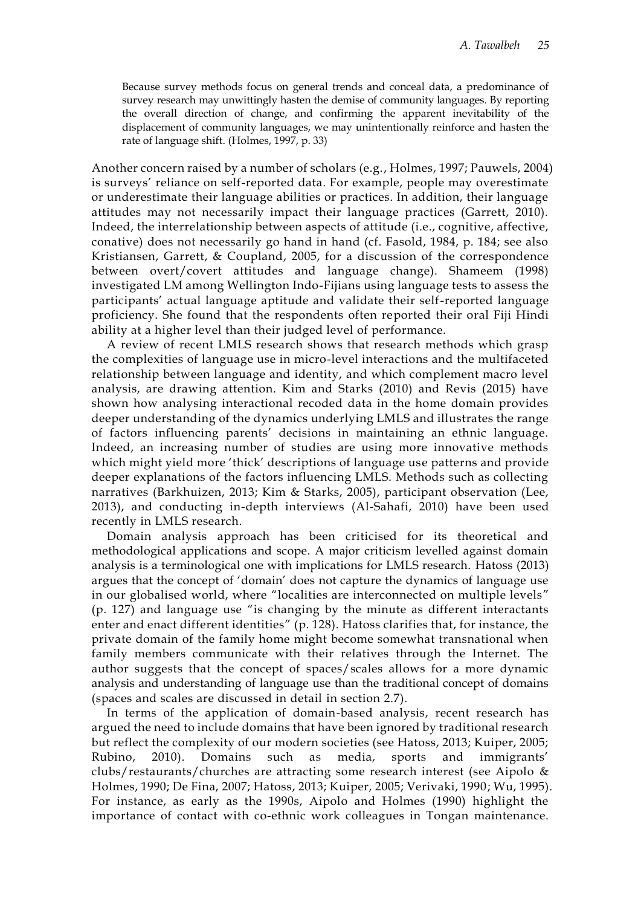> Because survey methods focus on general trends and conceal data, a predominance of survey research may unwittingly hasten the demise of community languages. By reporting the overall direction of change, and confirming the apparent inevitability of the displacement of community languages, we may unintentionally reinforce and hasten the rate of language shift. (Holmes, 1997, p. 33)

Another concern raised by a number of scholars (e.g., Holmes, 1997; Pauwels, 2004) is surveys' reliance on self-reported data. For example, people may overestimate or underestimate their language abilities or practices. In addition, their language attitudes may not necessarily impact their language practices (Garrett, 2010). Indeed, the interrelationship between aspects of attitude (i.e., cognitive, affective, conative) does not necessarily go hand in hand (cf. Fasold, 1984, p. 184; see also Kristiansen, Garrett, & Coupland, 2005, for a discussion of the correspondence between overt/covert attitudes and language change). Shameem (1998) investigated LM among Wellington Indo-Fijians using language tests to assess the participants' actual language aptitude and validate their self-reported language proficiency. She found that the respondents often reported their oral Fiji Hindi ability at a higher level than their judged level of performance.

A review of recent LMLS research shows that research methods which grasp the complexities of language use in micro-level interactions and the multifaceted relationship between language and identity, and which complement macro level analysis, are drawing attention. Kim and Starks (2010) and Revis (2015) have shown how analysing interactional recoded data in the home domain provides deeper understanding of the dynamics underlying LMLS and illustrates the range of factors influencing parents' decisions in maintaining an ethnic language. Indeed, an increasing number of studies are using more innovative methods which might yield more 'thick' descriptions of language use patterns and provide deeper explanations of the factors influencing LMLS. Methods such as collecting narratives (Barkhuizen, 2013; Kim & Starks, 2005), participant observation (Lee, 2013), and conducting in-depth interviews (Al-Sahafi, 2010) have been used recently in LMLS research.

Domain analysis approach has been criticised for its theoretical and methodological applications and scope. A major criticism levelled against domain analysis is a terminological one with implications for LMLS research. Hatoss (2013) argues that the concept of 'domain' does not capture the dynamics of language use in our globalised world, where "localities are interconnected on multiple levels" (p. 127) and language use "is changing by the minute as different interactants enter and enact different identities" (p. 128). Hatoss clarifies that, for instance, the private domain of the family home might become somewhat transnational when family members communicate with their relatives through the Internet. The author suggests that the concept of spaces/scales allows for a more dynamic analysis and understanding of language use than the traditional concept of domains (spaces and scales are discussed in detail in section 2.7).

In terms of the application of domain-based analysis, recent research has argued the need to include domains that have been ignored by traditional research but reflect the complexity of our modern societies (see Hatoss, 2013; Kuiper, 2005; Rubino, 2010). Domains such as media, sports and immigrants' clubs/restaurants/churches are attracting some research interest (see Aipolo & Holmes, 1990; De Fina, 2007; Hatoss, 2013; Kuiper, 2005; Verivaki, 1990; Wu, 1995). For instance, as early as the 1990s, Aipolo and Holmes (1990) highlight the importance of contact with co-ethnic work colleagues in Tongan maintenance.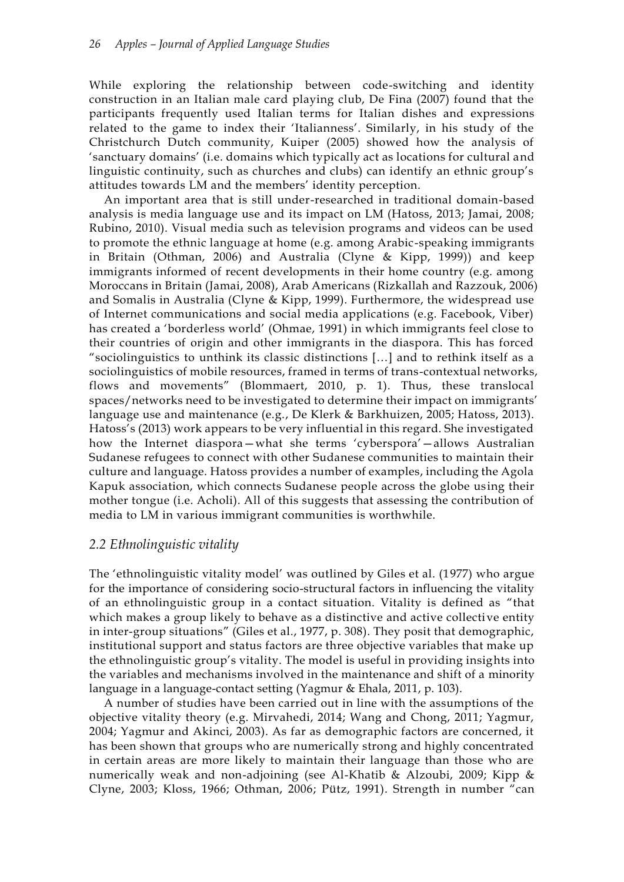While exploring the relationship between code-switching and identity construction in an Italian male card playing club, De Fina (2007) found that the participants frequently used Italian terms for Italian dishes and expressions related to the game to index their 'Italianness'. Similarly, in his study of the Christchurch Dutch community, Kuiper (2005) showed how the analysis of 'sanctuary domains' (i.e. domains which typically act as locations for cultural and linguistic continuity, such as churches and clubs) can identify an ethnic group's attitudes towards LM and the members' identity perception.

An important area that is still under-researched in traditional domain-based analysis is media language use and its impact on LM (Hatoss, 2013; Jamai, 2008; Rubino, 2010). Visual media such as television programs and videos can be used to promote the ethnic language at home (e.g. among Arabic-speaking immigrants in Britain (Othman, 2006) and Australia (Clyne & Kipp, 1999)) and keep immigrants informed of recent developments in their home country (e.g. among Moroccans in Britain (Jamai, 2008), Arab Americans (Rizkallah and Razzouk, 2006) and Somalis in Australia (Clyne & Kipp, 1999). Furthermore, the widespread use of Internet communications and social media applications (e.g. Facebook, Viber) has created a 'borderless world' (Ohmae, 1991) in which immigrants feel close to their countries of origin and other immigrants in the diaspora. This has forced "sociolinguistics to unthink its classic distinctions […] and to rethink itself as a sociolinguistics of mobile resources, framed in terms of trans-contextual networks, flows and movements" (Blommaert, 2010, p. 1). Thus, these translocal spaces/networks need to be investigated to determine their impact on immigrants' language use and maintenance (e.g., De Klerk & Barkhuizen, 2005; Hatoss, 2013). Hatoss's (2013) work appears to be very influential in this regard. She investigated how the Internet diaspora—what she terms 'cyberspora'—allows Australian Sudanese refugees to connect with other Sudanese communities to maintain their culture and language. Hatoss provides a number of examples, including the Agola Kapuk association, which connects Sudanese people across the globe using their mother tongue (i.e. Acholi). All of this suggests that assessing the contribution of media to LM in various immigrant communities is worthwhile.

### *2.2 Ethnolinguistic vitality*

The 'ethnolinguistic vitality model' was outlined by Giles et al. (1977) who argue for the importance of considering socio-structural factors in influencing the vitality of an ethnolinguistic group in a contact situation. Vitality is defined as "that which makes a group likely to behave as a distinctive and active collective entity in inter-group situations" (Giles et al., 1977, p. 308). They posit that demographic, institutional support and status factors are three objective variables that make up the ethnolinguistic group's vitality. The model is useful in providing insights into the variables and mechanisms involved in the maintenance and shift of a minority language in a language-contact setting (Yagmur & Ehala, 2011, p. 103).

A number of studies have been carried out in line with the assumptions of the objective vitality theory (e.g. Mirvahedi, 2014; Wang and Chong, 2011; Yagmur, 2004; Yagmur and Akinci, 2003). As far as demographic factors are concerned, it has been shown that groups who are numerically strong and highly concentrated in certain areas are more likely to maintain their language than those who are numerically weak and non-adjoining (see Al-Khatib & Alzoubi, 2009; Kipp & Clyne, 2003; Kloss, 1966; Othman, 2006; Pütz, 1991). Strength in number "can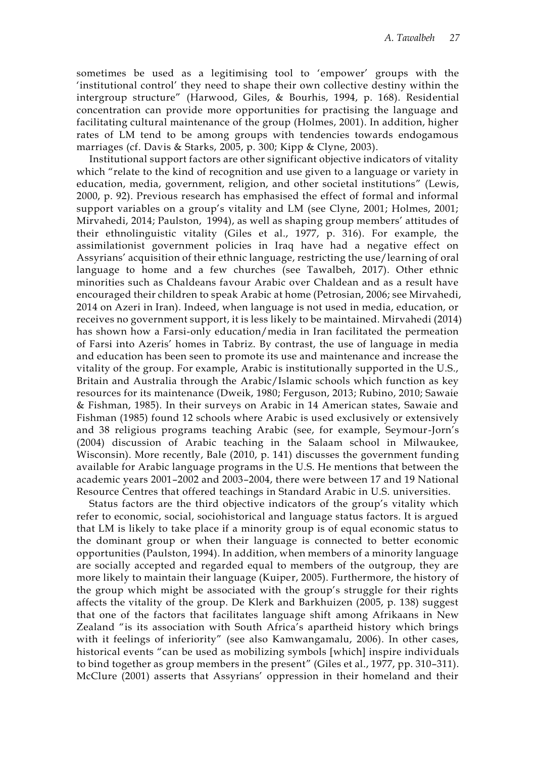sometimes be used as a legitimising tool to 'empower' groups with the 'institutional control' they need to shape their own collective destiny within the intergroup structure" (Harwood, Giles, & Bourhis, 1994, p. 168). Residential concentration can provide more opportunities for practising the language and facilitating cultural maintenance of the group (Holmes, 2001). In addition, higher rates of LM tend to be among groups with tendencies towards endogamous marriages (cf. Davis & Starks, 2005, p. 300; Kipp & Clyne, 2003).

Institutional support factors are other significant objective indicators of vitality which "relate to the kind of recognition and use given to a language or variety in education, media, government, religion, and other societal institutions" (Lewis, 2000, p. 92). Previous research has emphasised the effect of formal and informal support variables on a group's vitality and LM (see Clyne, 2001; Holmes, 2001; Mirvahedi, 2014; Paulston, 1994), as well as shaping group members' attitudes of their ethnolinguistic vitality (Giles et al., 1977, p. 316). For example, the assimilationist government policies in Iraq have had a negative effect on Assyrians' acquisition of their ethnic language, restricting the use/learning of oral language to home and a few churches (see Tawalbeh, 2017). Other ethnic minorities such as Chaldeans favour Arabic over Chaldean and as a result have encouraged their children to speak Arabic at home (Petrosian, 2006; see Mirvahedi, 2014 on Azeri in Iran). Indeed, when language is not used in media, education, or receives no government support, it is less likely to be maintained. Mirvahedi (2014) has shown how a Farsi-only education/media in Iran facilitated the permeation of Farsi into Azeris' homes in Tabriz. By contrast, the use of language in media and education has been seen to promote its use and maintenance and increase the vitality of the group. For example, Arabic is institutionally supported in the U.S., Britain and Australia through the Arabic/Islamic schools which function as key resources for its maintenance (Dweik, 1980; Ferguson, 2013; Rubino, 2010; Sawaie & Fishman, 1985). In their surveys on Arabic in 14 American states, Sawaie and Fishman (1985) found 12 schools where Arabic is used exclusively or extensively and 38 religious programs teaching Arabic (see, for example, Seymour-Jorn's (2004) discussion of Arabic teaching in the Salaam school in Milwaukee, Wisconsin). More recently, Bale (2010, p. 141) discusses the government funding available for Arabic language programs in the U.S. He mentions that between the academic years 2001–2002 and 2003–2004, there were between 17 and 19 National Resource Centres that offered teachings in Standard Arabic in U.S. universities.

Status factors are the third objective indicators of the group's vitality which refer to economic, social, sociohistorical and language status factors. It is argued that LM is likely to take place if a minority group is of equal economic status to the dominant group or when their language is connected to better economic opportunities (Paulston, 1994). In addition, when members of a minority language are socially accepted and regarded equal to members of the outgroup, they are more likely to maintain their language (Kuiper, 2005). Furthermore, the history of the group which might be associated with the group's struggle for their rights affects the vitality of the group. De Klerk and Barkhuizen (2005, p. 138) suggest that one of the factors that facilitates language shift among Afrikaans in New Zealand "is its association with South Africa's apartheid history which brings with it feelings of inferiority" (see also Kamwangamalu, 2006). In other cases, historical events "can be used as mobilizing symbols [which] inspire individuals to bind together as group members in the present" (Giles et al., 1977, pp. 310–311). McClure (2001) asserts that Assyrians' oppression in their homeland and their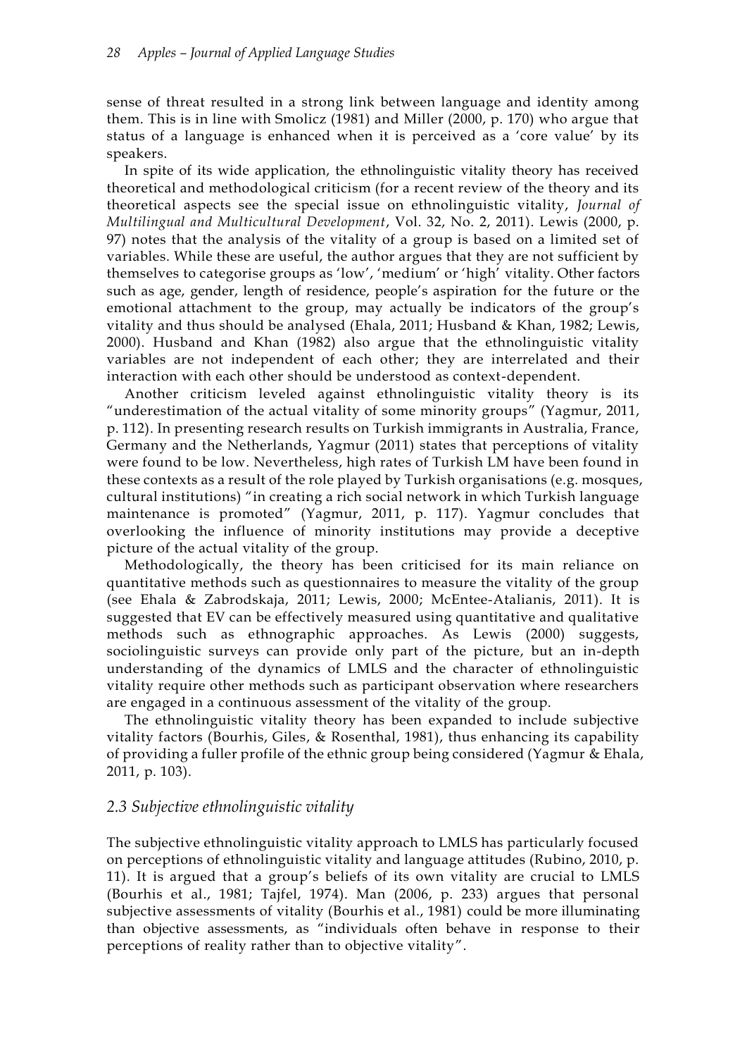sense of threat resulted in a strong link between language and identity among them. This is in line with Smolicz (1981) and Miller (2000, p. 170) who argue that status of a language is enhanced when it is perceived as a 'core value' by its speakers.

In spite of its wide application, the ethnolinguistic vitality theory has received theoretical and methodological criticism (for a recent review of the theory and its theoretical aspects see the special issue on ethnolinguistic vitality, *Journal of Multilingual and Multicultural Development*, Vol. 32, No. 2, 2011). Lewis (2000, p. 97) notes that the analysis of the vitality of a group is based on a limited set of variables. While these are useful, the author argues that they are not sufficient by themselves to categorise groups as 'low', 'medium' or 'high' vitality. Other factors such as age, gender, length of residence, people's aspiration for the future or the emotional attachment to the group, may actually be indicators of the group's vitality and thus should be analysed (Ehala, 2011; Husband & Khan, 1982; Lewis, 2000). Husband and Khan (1982) also argue that the ethnolinguistic vitality variables are not independent of each other; they are interrelated and their interaction with each other should be understood as context-dependent.

Another criticism leveled against ethnolinguistic vitality theory is its "underestimation of the actual vitality of some minority groups" (Yagmur, 2011, p. 112). In presenting research results on Turkish immigrants in Australia, France, Germany and the Netherlands, Yagmur (2011) states that perceptions of vitality were found to be low. Nevertheless, high rates of Turkish LM have been found in these contexts as a result of the role played by Turkish organisations (e.g. mosques, cultural institutions) "in creating a rich social network in which Turkish language maintenance is promoted" (Yagmur, 2011, p. 117). Yagmur concludes that overlooking the influence of minority institutions may provide a deceptive picture of the actual vitality of the group.

Methodologically, the theory has been criticised for its main reliance on quantitative methods such as questionnaires to measure the vitality of the group (see Ehala & Zabrodskaja, 2011; Lewis, 2000; McEntee-Atalianis, 2011). It is suggested that EV can be effectively measured using quantitative and qualitative methods such as ethnographic approaches. As Lewis (2000) suggests, sociolinguistic surveys can provide only part of the picture, but an in-depth understanding of the dynamics of LMLS and the character of ethnolinguistic vitality require other methods such as participant observation where researchers are engaged in a continuous assessment of the vitality of the group.

The ethnolinguistic vitality theory has been expanded to include subjective vitality factors (Bourhis, Giles, & Rosenthal, 1981), thus enhancing its capability of providing a fuller profile of the ethnic group being considered (Yagmur & Ehala, 2011, p. 103).

### *2.3 Subjective ethnolinguistic vitality*

The subjective ethnolinguistic vitality approach to LMLS has particularly focused on perceptions of ethnolinguistic vitality and language attitudes (Rubino, 2010, p. 11). It is argued that a group's beliefs of its own vitality are crucial to LMLS (Bourhis et al., 1981; Tajfel, 1974). Man (2006, p. 233) argues that personal subjective assessments of vitality (Bourhis et al., 1981) could be more illuminating than objective assessments, as "individuals often behave in response to their perceptions of reality rather than to objective vitality".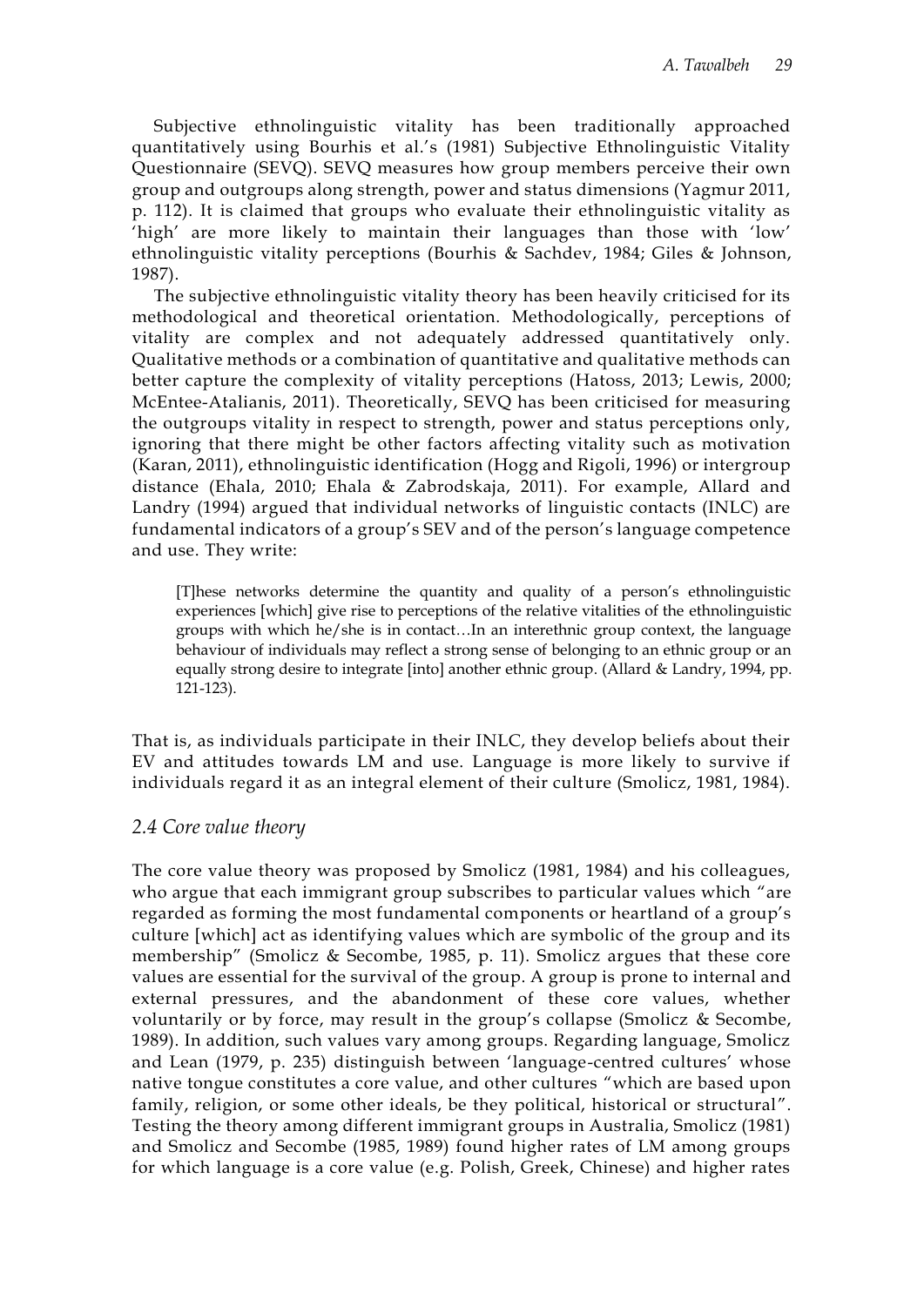Subjective ethnolinguistic vitality has been traditionally approached quantitatively using Bourhis et al.'s (1981) Subjective Ethnolinguistic Vitality Questionnaire (SEVQ). SEVQ measures how group members perceive their own group and outgroups along strength, power and status dimensions (Yagmur 2011, p. 112). It is claimed that groups who evaluate their ethnolinguistic vitality as 'high' are more likely to maintain their languages than those with 'low' ethnolinguistic vitality perceptions (Bourhis & Sachdev, 1984; Giles & Johnson, 1987).

The subjective ethnolinguistic vitality theory has been heavily criticised for its methodological and theoretical orientation. Methodologically, perceptions of vitality are complex and not adequately addressed quantitatively only. Qualitative methods or a combination of quantitative and qualitative methods can better capture the complexity of vitality perceptions (Hatoss, 2013; Lewis, 2000; McEntee-Atalianis, 2011). Theoretically, SEVQ has been criticised for measuring the outgroups vitality in respect to strength, power and status perceptions only, ignoring that there might be other factors affecting vitality such as motivation (Karan, 2011), ethnolinguistic identification (Hogg and Rigoli, 1996) or intergroup distance (Ehala, 2010; Ehala & Zabrodskaja, 2011). For example, Allard and Landry (1994) argued that individual networks of linguistic contacts (INLC) are fundamental indicators of a group's SEV and of the person's language competence and use. They write:

> [T]hese networks determine the quantity and quality of a person's ethnolinguistic experiences [which] give rise to perceptions of the relative vitalities of the ethnolinguistic groups with which he/she is in contact…In an interethnic group context, the language behaviour of individuals may reflect a strong sense of belonging to an ethnic group or an equally strong desire to integrate [into] another ethnic group. (Allard & Landry, 1994, pp. 121-123).

That is, as individuals participate in their INLC, they develop beliefs about their EV and attitudes towards LM and use. Language is more likely to survive if individuals regard it as an integral element of their culture (Smolicz, 1981, 1984).

### *2.4 Core value theory*

The core value theory was proposed by Smolicz (1981, 1984) and his colleagues, who argue that each immigrant group subscribes to particular values which "are regarded as forming the most fundamental components or heartland of a group's culture [which] act as identifying values which are symbolic of the group and its membership" (Smolicz & Secombe, 1985, p. 11). Smolicz argues that these core values are essential for the survival of the group. A group is prone to internal and external pressures, and the abandonment of these core values, whether voluntarily or by force, may result in the group's collapse (Smolicz & Secombe, 1989). In addition, such values vary among groups. Regarding language, Smolicz and Lean (1979, p. 235) distinguish between 'language-centred cultures' whose native tongue constitutes a core value, and other cultures "which are based upon family, religion, or some other ideals, be they political, historical or structural". Testing the theory among different immigrant groups in Australia, Smolicz (1981) and Smolicz and Secombe (1985, 1989) found higher rates of LM among groups for which language is a core value (e.g. Polish, Greek, Chinese) and higher rates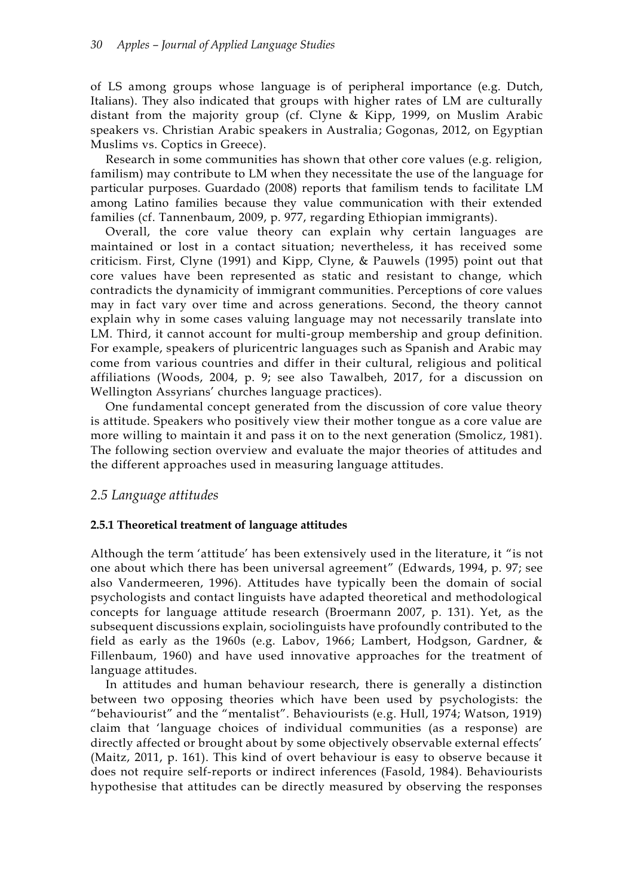of LS among groups whose language is of peripheral importance (e.g. Dutch, Italians). They also indicated that groups with higher rates of LM are culturally distant from the majority group (cf. Clyne & Kipp, 1999, on Muslim Arabic speakers vs. Christian Arabic speakers in Australia; Gogonas, 2012, on Egyptian Muslims vs. Coptics in Greece).

Research in some communities has shown that other core values (e.g. religion, familism) may contribute to LM when they necessitate the use of the language for particular purposes. Guardado (2008) reports that familism tends to facilitate LM among Latino families because they value communication with their extended families (cf. Tannenbaum, 2009, p. 977, regarding Ethiopian immigrants).

Overall, the core value theory can explain why certain languages are maintained or lost in a contact situation; nevertheless, it has received some criticism. First, Clyne (1991) and Kipp, Clyne, & Pauwels (1995) point out that core values have been represented as static and resistant to change, which contradicts the dynamicity of immigrant communities. Perceptions of core values may in fact vary over time and across generations. Second, the theory cannot explain why in some cases valuing language may not necessarily translate into LM. Third, it cannot account for multi-group membership and group definition. For example, speakers of pluricentric languages such as Spanish and Arabic may come from various countries and differ in their cultural, religious and political affiliations (Woods, 2004, p. 9; see also Tawalbeh, 2017, for a discussion on Wellington Assyrians' churches language practices).

One fundamental concept generated from the discussion of core value theory is attitude. Speakers who positively view their mother tongue as a core value are more willing to maintain it and pass it on to the next generation (Smolicz, 1981). The following section overview and evaluate the major theories of attitudes and the different approaches used in measuring language attitudes.

## *2.5 Language attitudes*

### 2.5.1 Theoretical treatment of language attitudes

Although the term 'attitude' has been extensively used in the literature, it "is not one about which there has been universal agreement" (Edwards, 1994, p. 97; see also Vandermeeren, 1996). Attitudes have typically been the domain of social psychologists and contact linguists have adapted theoretical and methodological concepts for language attitude research (Broermann 2007, p. 131). Yet, as the subsequent discussions explain, sociolinguists have profoundly contributed to the field as early as the 1960s (e.g. Labov, 1966; Lambert, Hodgson, Gardner, & Fillenbaum, 1960) and have used innovative approaches for the treatment of language attitudes.

In attitudes and human behaviour research, there is generally a distinction between two opposing theories which have been used by psychologists: the "behaviourist" and the "mentalist". Behaviourists (e.g. Hull, 1974; Watson, 1919) claim that 'language choices of individual communities (as a response) are directly affected or brought about by some objectively observable external effects' (Maitz, 2011, p. 161). This kind of overt behaviour is easy to observe because it does not require self-reports or indirect inferences (Fasold, 1984). Behaviourists hypothesise that attitudes can be directly measured by observing the responses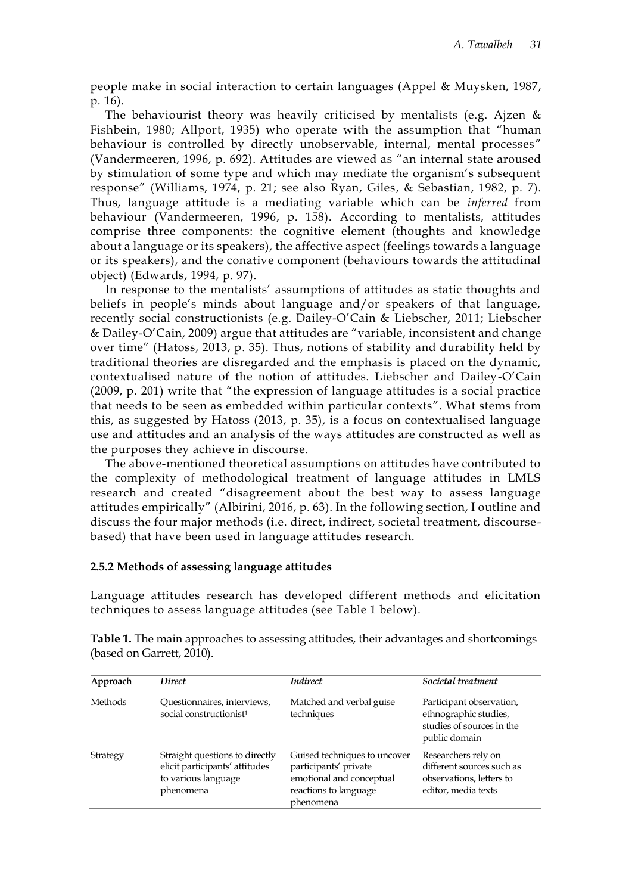people make in social interaction to certain languages (Appel & Muysken, 1987, p. 16).

The behaviourist theory was heavily criticised by mentalists (e.g. Ajzen & Fishbein, 1980; Allport, 1935) who operate with the assumption that "human behaviour is controlled by directly unobservable, internal, mental processes" (Vandermeeren, 1996, p. 692). Attitudes are viewed as "an internal state aroused by stimulation of some type and which may mediate the organism's subsequent response" (Williams, 1974, p. 21; see also Ryan, Giles, & Sebastian, 1982, p. 7). Thus, language attitude is a mediating variable which can be *inferred* from behaviour (Vandermeeren, 1996, p. 158). According to mentalists, attitudes comprise three components: the cognitive element (thoughts and knowledge about a language or its speakers), the affective aspect (feelings towards a language or its speakers), and the conative component (behaviours towards the attitudinal object) (Edwards, 1994, p. 97).

In response to the mentalists' assumptions of attitudes as static thoughts and beliefs in people's minds about language and/or speakers of that language, recently social constructionists (e.g. Dailey-O'Cain & Liebscher, 2011; Liebscher & Dailey-O'Cain, 2009) argue that attitudes are "variable, inconsistent and change over time" (Hatoss, 2013, p. 35). Thus, notions of stability and durability held by traditional theories are disregarded and the emphasis is placed on the dynamic, contextualised nature of the notion of attitudes. Liebscher and Dailey-O'Cain (2009, p. 201) write that "the expression of language attitudes is a social practice that needs to be seen as embedded within particular contexts". What stems from this, as suggested by Hatoss (2013, p. 35), is a focus on contextualised language use and attitudes and an analysis of the ways attitudes are constructed as well as the purposes they achieve in discourse.

The above-mentioned theoretical assumptions on attitudes have contributed to the complexity of methodological treatment of language attitudes in LMLS research and created "disagreement about the best way to assess language attitudes empirically" (Albirini, 2016, p. 63). In the following section, I outline and discuss the four major methods (i.e. direct, indirect, societal treatment, discourse-based) that have been used in language attitudes research.

### 2.5.2 Methods of assessing language attitudes

Language attitudes research has developed different methods and elicitation techniques to assess language attitudes (see Table 1 below).

**Table 1.** The main approaches to assessing attitudes, their advantages and shortcomings (based on Garrett, 2010).

| Approach | *Direct* | *Indirect* | *Societal treatment* |
|---|---|---|---|
| Methods | Questionnaires, interviews, social constructionist[1] | Matched and verbal guise techniques | Participant observation, ethnographic studies, studies of sources in the public domain |
| Strategy | Straight questions to directly elicit participants' attitudes to various language phenomena | Guised techniques to uncover participants' private emotional and conceptual reactions to language phenomena | Researchers rely on different sources such as observations, letters to editor, media texts |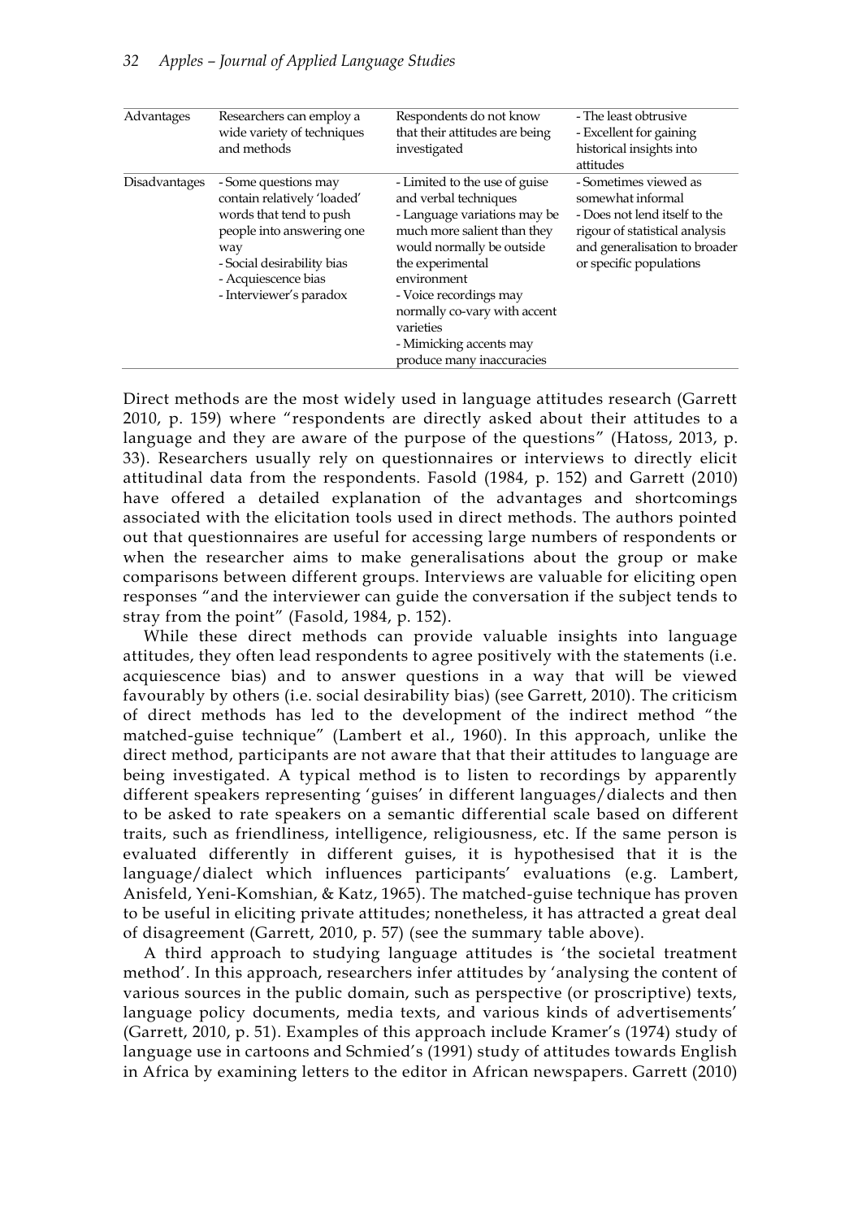| Advantages | Researchers can employ a wide variety of techniques and methods | Respondents do not know that their attitudes are being investigated | - The least obtrusive<br>- Excellent for gaining historical insights into attitudes |
|---|---|---|---|
| Disadvantages | - Some questions may contain relatively 'loaded' words that tend to push people into answering one way<br>- Social desirability bias<br>- Acquiescence bias<br>- Interviewer's paradox | - Limited to the use of guise and verbal techniques<br>- Language variations may be much more salient than they would normally be outside the experimental environment<br>- Voice recordings may normally co-vary with accent varieties<br>- Mimicking accents may produce many inaccuracies | - Sometimes viewed as somewhat informal<br>- Does not lend itself to the rigour of statistical analysis and generalisation to broader or specific populations |

Direct methods are the most widely used in language attitudes research (Garrett 2010, p. 159) where "respondents are directly asked about their attitudes to a language and they are aware of the purpose of the questions" (Hatoss, 2013, p. 33). Researchers usually rely on questionnaires or interviews to directly elicit attitudinal data from the respondents. Fasold (1984, p. 152) and Garrett (2010) have offered a detailed explanation of the advantages and shortcomings associated with the elicitation tools used in direct methods. The authors pointed out that questionnaires are useful for accessing large numbers of respondents or when the researcher aims to make generalisations about the group or make comparisons between different groups. Interviews are valuable for eliciting open responses "and the interviewer can guide the conversation if the subject tends to stray from the point" (Fasold, 1984, p. 152).

While these direct methods can provide valuable insights into language attitudes, they often lead respondents to agree positively with the statements (i.e. acquiescence bias) and to answer questions in a way that will be viewed favourably by others (i.e. social desirability bias) (see Garrett, 2010). The criticism of direct methods has led to the development of the indirect method "the matched-guise technique" (Lambert et al., 1960). In this approach, unlike the direct method, participants are not aware that that their attitudes to language are being investigated. A typical method is to listen to recordings by apparently different speakers representing 'guises' in different languages/dialects and then to be asked to rate speakers on a semantic differential scale based on different traits, such as friendliness, intelligence, religiousness, etc. If the same person is evaluated differently in different guises, it is hypothesised that it is the language/dialect which influences participants' evaluations (e.g. Lambert, Anisfeld, Yeni-Komshian, & Katz, 1965). The matched-guise technique has proven to be useful in eliciting private attitudes; nonetheless, it has attracted a great deal of disagreement (Garrett, 2010, p. 57) (see the summary table above).

A third approach to studying language attitudes is 'the societal treatment method'. In this approach, researchers infer attitudes by 'analysing the content of various sources in the public domain, such as perspective (or proscriptive) texts, language policy documents, media texts, and various kinds of advertisements' (Garrett, 2010, p. 51). Examples of this approach include Kramer's (1974) study of language use in cartoons and Schmied's (1991) study of attitudes towards English in Africa by examining letters to the editor in African newspapers. Garrett (2010)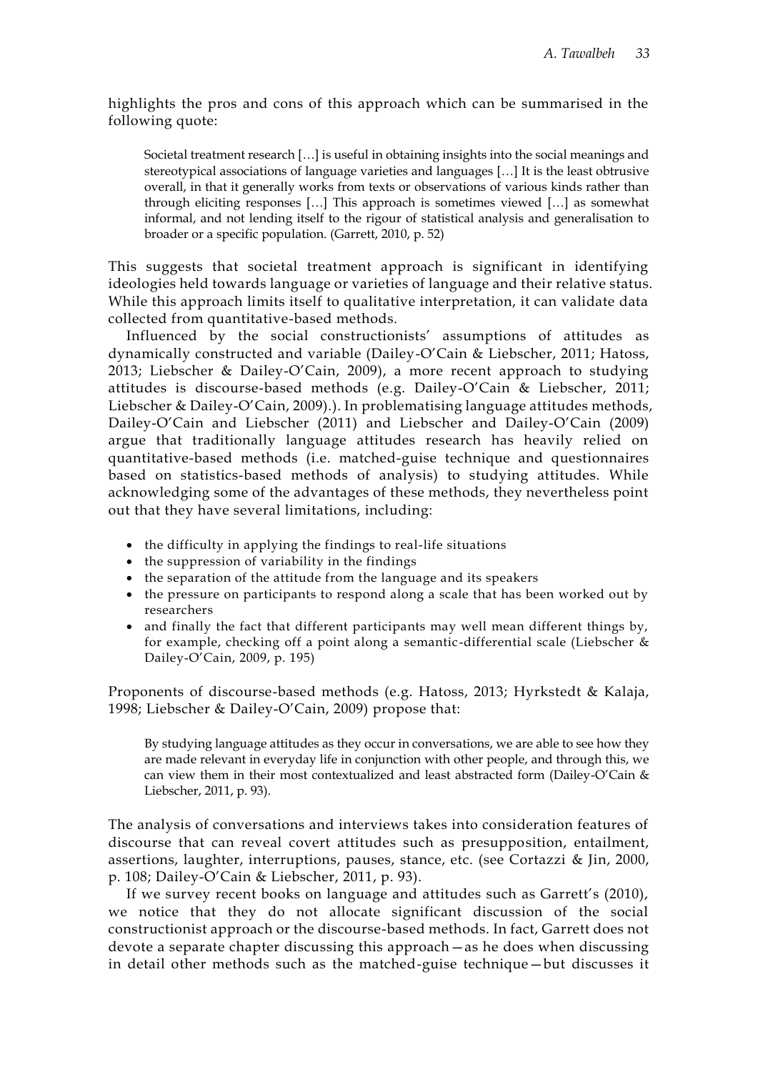highlights the pros and cons of this approach which can be summarised in the following quote:

> Societal treatment research […] is useful in obtaining insights into the social meanings and stereotypical associations of language varieties and languages […] It is the least obtrusive overall, in that it generally works from texts or observations of various kinds rather than through eliciting responses […] This approach is sometimes viewed […] as somewhat informal, and not lending itself to the rigour of statistical analysis and generalisation to broader or a specific population. (Garrett, 2010, p. 52)

This suggests that societal treatment approach is significant in identifying ideologies held towards language or varieties of language and their relative status. While this approach limits itself to qualitative interpretation, it can validate data collected from quantitative-based methods.

Influenced by the social constructionists' assumptions of attitudes as dynamically constructed and variable (Dailey-O'Cain & Liebscher, 2011; Hatoss, 2013; Liebscher & Dailey-O'Cain, 2009), a more recent approach to studying attitudes is discourse-based methods (e.g. Dailey-O'Cain & Liebscher, 2011; Liebscher & Dailey-O'Cain, 2009).). In problematising language attitudes methods, Dailey-O'Cain and Liebscher (2011) and Liebscher and Dailey-O'Cain (2009) argue that traditionally language attitudes research has heavily relied on quantitative-based methods (i.e. matched-guise technique and questionnaires based on statistics-based methods of analysis) to studying attitudes. While acknowledging some of the advantages of these methods, they nevertheless point out that they have several limitations, including:

- the difficulty in applying the findings to real-life situations
- the suppression of variability in the findings
- the separation of the attitude from the language and its speakers
- the pressure on participants to respond along a scale that has been worked out by researchers
- and finally the fact that different participants may well mean different things by, for example, checking off a point along a semantic-differential scale (Liebscher & Dailey-O'Cain, 2009, p. 195)

Proponents of discourse-based methods (e.g. Hatoss, 2013; Hyrkstedt & Kalaja, 1998; Liebscher & Dailey-O'Cain, 2009) propose that:

> By studying language attitudes as they occur in conversations, we are able to see how they are made relevant in everyday life in conjunction with other people, and through this, we can view them in their most contextualized and least abstracted form (Dailey-O'Cain & Liebscher, 2011, p. 93).

The analysis of conversations and interviews takes into consideration features of discourse that can reveal covert attitudes such as presupposition, entailment, assertions, laughter, interruptions, pauses, stance, etc. (see Cortazzi & Jin, 2000, p. 108; Dailey-O'Cain & Liebscher, 2011, p. 93).

If we survey recent books on language and attitudes such as Garrett's (2010), we notice that they do not allocate significant discussion of the social constructionist approach or the discourse-based methods. In fact, Garrett does not devote a separate chapter discussing this approach—as he does when discussing in detail other methods such as the matched-guise technique—but discusses it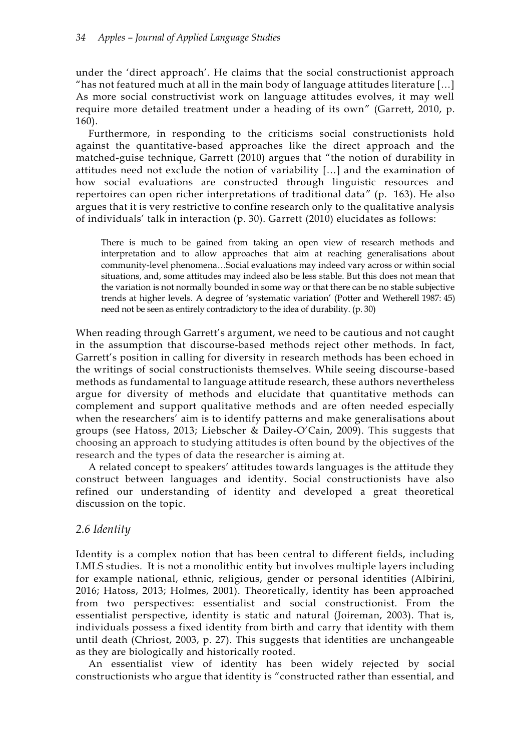under the 'direct approach'. He claims that the social constructionist approach "has not featured much at all in the main body of language attitudes literature […] As more social constructivist work on language attitudes evolves, it may well require more detailed treatment under a heading of its own" (Garrett, 2010, p. 160).

Furthermore, in responding to the criticisms social constructionists hold against the quantitative-based approaches like the direct approach and the matched-guise technique, Garrett (2010) argues that "the notion of durability in attitudes need not exclude the notion of variability […] and the examination of how social evaluations are constructed through linguistic resources and repertoires can open richer interpretations of traditional data" (p. 163). He also argues that it is very restrictive to confine research only to the qualitative analysis of individuals' talk in interaction (p. 30). Garrett (2010) elucidates as follows:

> There is much to be gained from taking an open view of research methods and interpretation and to allow approaches that aim at reaching generalisations about community-level phenomena…Social evaluations may indeed vary across or within social situations, and, some attitudes may indeed also be less stable. But this does not mean that the variation is not normally bounded in some way or that there can be no stable subjective trends at higher levels. A degree of 'systematic variation' (Potter and Wetherell 1987: 45) need not be seen as entirely contradictory to the idea of durability. (p. 30)

When reading through Garrett's argument, we need to be cautious and not caught in the assumption that discourse-based methods reject other methods. In fact, Garrett's position in calling for diversity in research methods has been echoed in the writings of social constructionists themselves. While seeing discourse-based methods as fundamental to language attitude research, these authors nevertheless argue for diversity of methods and elucidate that quantitative methods can complement and support qualitative methods and are often needed especially when the researchers' aim is to identify patterns and make generalisations about groups (see Hatoss, 2013; Liebscher & Dailey-O'Cain, 2009). This suggests that choosing an approach to studying attitudes is often bound by the objectives of the research and the types of data the researcher is aiming at.

A related concept to speakers' attitudes towards languages is the attitude they construct between languages and identity. Social constructionists have also refined our understanding of identity and developed a great theoretical discussion on the topic.

### *2.6 Identity*

Identity is a complex notion that has been central to different fields, including LMLS studies. It is not a monolithic entity but involves multiple layers including for example national, ethnic, religious, gender or personal identities (Albirini, 2016; Hatoss, 2013; Holmes, 2001). Theoretically, identity has been approached from two perspectives: essentialist and social constructionist. From the essentialist perspective, identity is static and natural (Joireman, 2003). That is, individuals possess a fixed identity from birth and carry that identity with them until death (Chriost, 2003, p. 27). This suggests that identities are unchangeable as they are biologically and historically rooted.

An essentialist view of identity has been widely rejected by social constructionists who argue that identity is "constructed rather than essential, and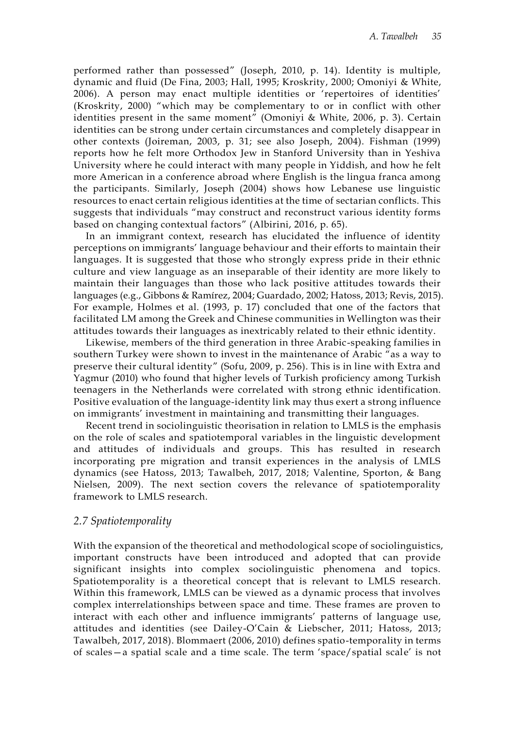performed rather than possessed" (Joseph, 2010, p. 14). Identity is multiple, dynamic and fluid (De Fina, 2003; Hall, 1995; Kroskrity, 2000; Omoniyi & White, 2006). A person may enact multiple identities or 'repertoires of identities' (Kroskrity, 2000) "which may be complementary to or in conflict with other identities present in the same moment" (Omoniyi & White, 2006, p. 3). Certain identities can be strong under certain circumstances and completely disappear in other contexts (Joireman, 2003, p. 31; see also Joseph, 2004). Fishman (1999) reports how he felt more Orthodox Jew in Stanford University than in Yeshiva University where he could interact with many people in Yiddish, and how he felt more American in a conference abroad where English is the lingua franca among the participants. Similarly, Joseph (2004) shows how Lebanese use linguistic resources to enact certain religious identities at the time of sectarian conflicts. This suggests that individuals "may construct and reconstruct various identity forms based on changing contextual factors" (Albirini, 2016, p. 65).

In an immigrant context, research has elucidated the influence of identity perceptions on immigrants' language behaviour and their efforts to maintain their languages. It is suggested that those who strongly express pride in their ethnic culture and view language as an inseparable of their identity are more likely to maintain their languages than those who lack positive attitudes towards their languages (e.g., Gibbons & Ramírez, 2004; Guardado, 2002; Hatoss, 2013; Revis, 2015). For example, Holmes et al. (1993, p. 17) concluded that one of the factors that facilitated LM among the Greek and Chinese communities in Wellington was their attitudes towards their languages as inextricably related to their ethnic identity.

Likewise, members of the third generation in three Arabic-speaking families in southern Turkey were shown to invest in the maintenance of Arabic "as a way to preserve their cultural identity" (Sofu, 2009, p. 256). This is in line with Extra and Yagmur (2010) who found that higher levels of Turkish proficiency among Turkish teenagers in the Netherlands were correlated with strong ethnic identification. Positive evaluation of the language-identity link may thus exert a strong influence on immigrants' investment in maintaining and transmitting their languages.

Recent trend in sociolinguistic theorisation in relation to LMLS is the emphasis on the role of scales and spatiotemporal variables in the linguistic development and attitudes of individuals and groups. This has resulted in research incorporating pre migration and transit experiences in the analysis of LMLS dynamics (see Hatoss, 2013; Tawalbeh, 2017, 2018; Valentine, Sporton, & Bang Nielsen, 2009). The next section covers the relevance of spatiotemporality framework to LMLS research.

### *2.7 Spatiotemporality*

With the expansion of the theoretical and methodological scope of sociolinguistics, important constructs have been introduced and adopted that can provide significant insights into complex sociolinguistic phenomena and topics. Spatiotemporality is a theoretical concept that is relevant to LMLS research. Within this framework, LMLS can be viewed as a dynamic process that involves complex interrelationships between space and time. These frames are proven to interact with each other and influence immigrants' patterns of language use, attitudes and identities (see Dailey-O'Cain & Liebscher, 2011; Hatoss, 2013; Tawalbeh, 2017, 2018). Blommaert (2006, 2010) defines spatio-temporality in terms of scales—a spatial scale and a time scale. The term 'space/spatial scale' is not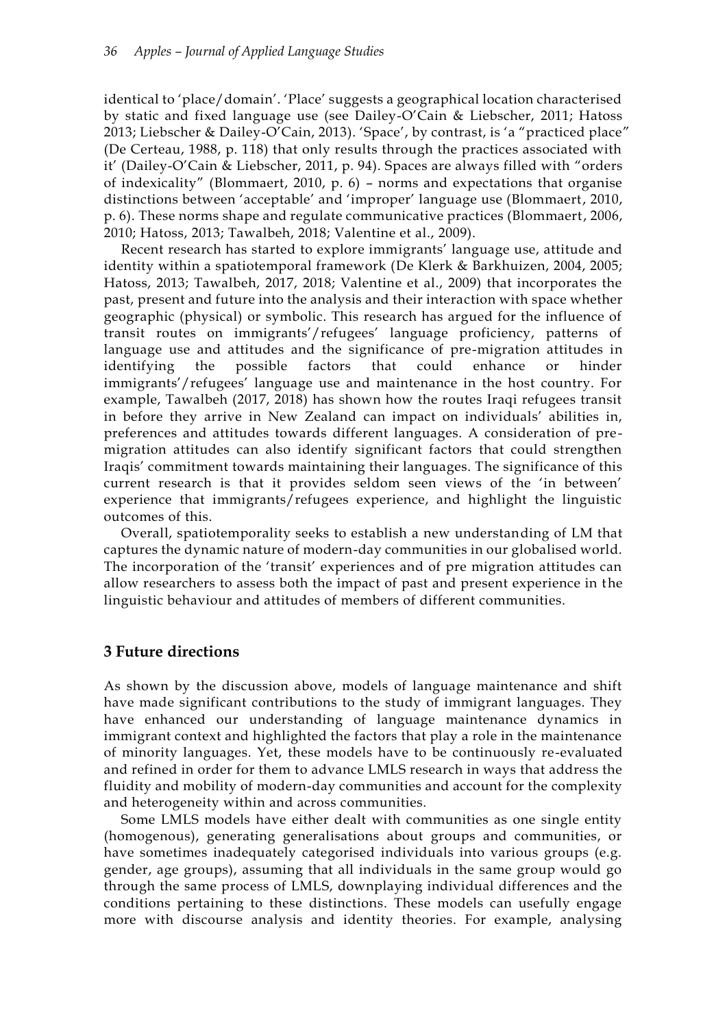identical to 'place/domain'. 'Place' suggests a geographical location characterised by static and fixed language use (see Dailey-O'Cain & Liebscher, 2011; Hatoss 2013; Liebscher & Dailey-O'Cain, 2013). 'Space', by contrast, is 'a "practiced place" (De Certeau, 1988, p. 118) that only results through the practices associated with it' (Dailey-O'Cain & Liebscher, 2011, p. 94). Spaces are always filled with "orders of indexicality" (Blommaert, 2010, p. 6) – norms and expectations that organise distinctions between 'acceptable' and 'improper' language use (Blommaert, 2010, p. 6). These norms shape and regulate communicative practices (Blommaert, 2006, 2010; Hatoss, 2013; Tawalbeh, 2018; Valentine et al., 2009).

Recent research has started to explore immigrants' language use, attitude and identity within a spatiotemporal framework (De Klerk & Barkhuizen, 2004, 2005; Hatoss, 2013; Tawalbeh, 2017, 2018; Valentine et al., 2009) that incorporates the past, present and future into the analysis and their interaction with space whether geographic (physical) or symbolic. This research has argued for the influence of transit routes on immigrants'/refugees' language proficiency, patterns of language use and attitudes and the significance of pre-migration attitudes in identifying the possible factors that could enhance or hinder immigrants'/refugees' language use and maintenance in the host country. For example, Tawalbeh (2017, 2018) has shown how the routes Iraqi refugees transit in before they arrive in New Zealand can impact on individuals' abilities in, preferences and attitudes towards different languages. A consideration of pre-migration attitudes can also identify significant factors that could strengthen Iraqis' commitment towards maintaining their languages. The significance of this current research is that it provides seldom seen views of the 'in between' experience that immigrants/refugees experience, and highlight the linguistic outcomes of this.

Overall, spatiotemporality seeks to establish a new understanding of LM that captures the dynamic nature of modern-day communities in our globalised world. The incorporation of the 'transit' experiences and of pre migration attitudes can allow researchers to assess both the impact of past and present experience in the linguistic behaviour and attitudes of members of different communities.

## 3 Future directions

As shown by the discussion above, models of language maintenance and shift have made significant contributions to the study of immigrant languages. They have enhanced our understanding of language maintenance dynamics in immigrant context and highlighted the factors that play a role in the maintenance of minority languages. Yet, these models have to be continuously re-evaluated and refined in order for them to advance LMLS research in ways that address the fluidity and mobility of modern-day communities and account for the complexity and heterogeneity within and across communities.

Some LMLS models have either dealt with communities as one single entity (homogenous), generating generalisations about groups and communities, or have sometimes inadequately categorised individuals into various groups (e.g. gender, age groups), assuming that all individuals in the same group would go through the same process of LMLS, downplaying individual differences and the conditions pertaining to these distinctions. These models can usefully engage more with discourse analysis and identity theories. For example, analysing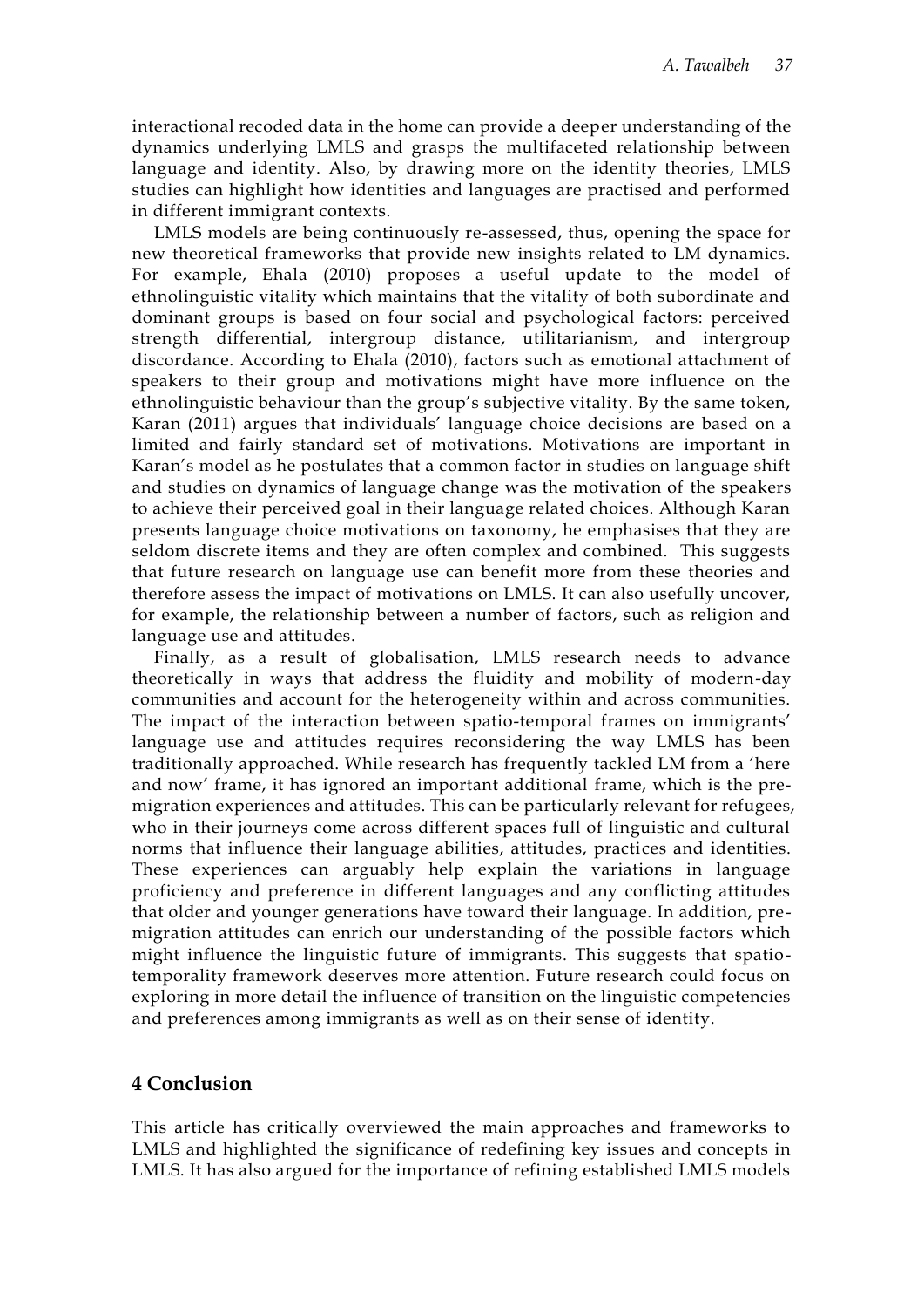interactional recoded data in the home can provide a deeper understanding of the dynamics underlying LMLS and grasps the multifaceted relationship between language and identity. Also, by drawing more on the identity theories, LMLS studies can highlight how identities and languages are practised and performed in different immigrant contexts.

LMLS models are being continuously re-assessed, thus, opening the space for new theoretical frameworks that provide new insights related to LM dynamics. For example, Ehala (2010) proposes a useful update to the model of ethnolinguistic vitality which maintains that the vitality of both subordinate and dominant groups is based on four social and psychological factors: perceived strength differential, intergroup distance, utilitarianism, and intergroup discordance. According to Ehala (2010), factors such as emotional attachment of speakers to their group and motivations might have more influence on the ethnolinguistic behaviour than the group's subjective vitality. By the same token, Karan (2011) argues that individuals' language choice decisions are based on a limited and fairly standard set of motivations. Motivations are important in Karan's model as he postulates that a common factor in studies on language shift and studies on dynamics of language change was the motivation of the speakers to achieve their perceived goal in their language related choices. Although Karan presents language choice motivations on taxonomy, he emphasises that they are seldom discrete items and they are often complex and combined. This suggests that future research on language use can benefit more from these theories and therefore assess the impact of motivations on LMLS. It can also usefully uncover, for example, the relationship between a number of factors, such as religion and language use and attitudes.

Finally, as a result of globalisation, LMLS research needs to advance theoretically in ways that address the fluidity and mobility of modern-day communities and account for the heterogeneity within and across communities. The impact of the interaction between spatio-temporal frames on immigrants' language use and attitudes requires reconsidering the way LMLS has been traditionally approached. While research has frequently tackled LM from a 'here and now' frame, it has ignored an important additional frame, which is the pre-migration experiences and attitudes. This can be particularly relevant for refugees, who in their journeys come across different spaces full of linguistic and cultural norms that influence their language abilities, attitudes, practices and identities. These experiences can arguably help explain the variations in language proficiency and preference in different languages and any conflicting attitudes that older and younger generations have toward their language. In addition, pre-migration attitudes can enrich our understanding of the possible factors which might influence the linguistic future of immigrants. This suggests that spatio-temporality framework deserves more attention. Future research could focus on exploring in more detail the influence of transition on the linguistic competencies and preferences among immigrants as well as on their sense of identity.

## 4 Conclusion

This article has critically overviewed the main approaches and frameworks to LMLS and highlighted the significance of redefining key issues and concepts in LMLS. It has also argued for the importance of refining established LMLS models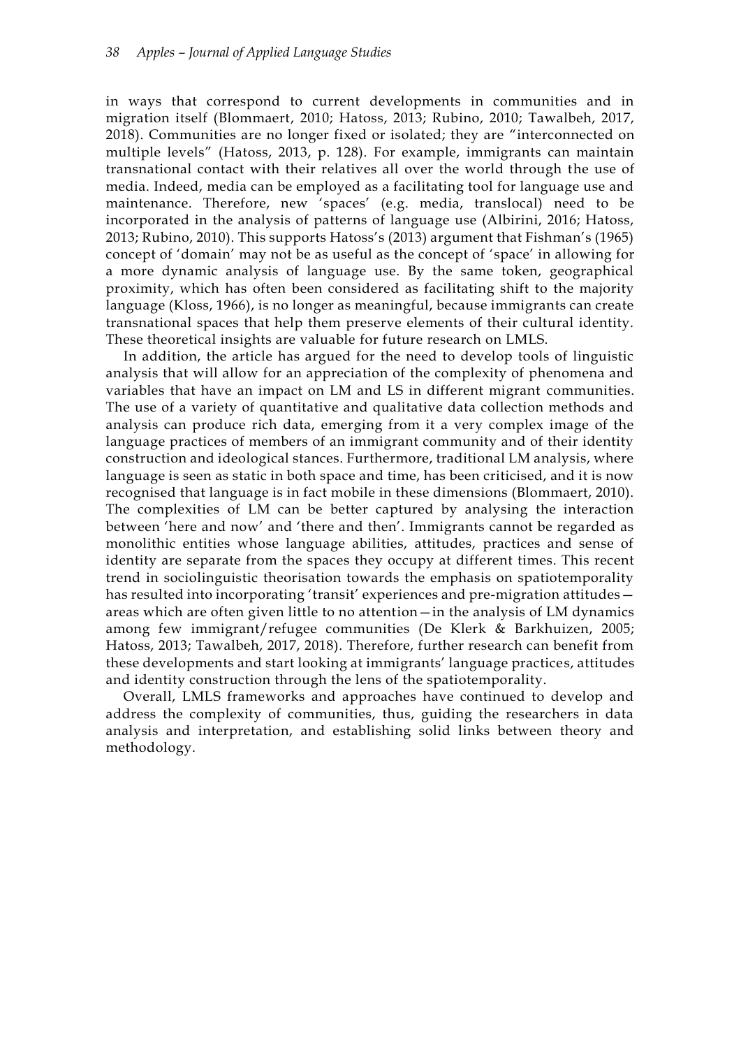in ways that correspond to current developments in communities and in migration itself (Blommaert, 2010; Hatoss, 2013; Rubino, 2010; Tawalbeh, 2017, 2018). Communities are no longer fixed or isolated; they are "interconnected on multiple levels" (Hatoss, 2013, p. 128). For example, immigrants can maintain transnational contact with their relatives all over the world through the use of media. Indeed, media can be employed as a facilitating tool for language use and maintenance. Therefore, new 'spaces' (e.g. media, translocal) need to be incorporated in the analysis of patterns of language use (Albirini, 2016; Hatoss, 2013; Rubino, 2010). This supports Hatoss's (2013) argument that Fishman's (1965) concept of 'domain' may not be as useful as the concept of 'space' in allowing for a more dynamic analysis of language use. By the same token, geographical proximity, which has often been considered as facilitating shift to the majority language (Kloss, 1966), is no longer as meaningful, because immigrants can create transnational spaces that help them preserve elements of their cultural identity. These theoretical insights are valuable for future research on LMLS.

In addition, the article has argued for the need to develop tools of linguistic analysis that will allow for an appreciation of the complexity of phenomena and variables that have an impact on LM and LS in different migrant communities. The use of a variety of quantitative and qualitative data collection methods and analysis can produce rich data, emerging from it a very complex image of the language practices of members of an immigrant community and of their identity construction and ideological stances. Furthermore, traditional LM analysis, where language is seen as static in both space and time, has been criticised, and it is now recognised that language is in fact mobile in these dimensions (Blommaert, 2010). The complexities of LM can be better captured by analysing the interaction between 'here and now' and 'there and then'. Immigrants cannot be regarded as monolithic entities whose language abilities, attitudes, practices and sense of identity are separate from the spaces they occupy at different times. This recent trend in sociolinguistic theorisation towards the emphasis on spatiotemporality has resulted into incorporating 'transit' experiences and pre-migration attitudes—areas which are often given little to no attention—in the analysis of LM dynamics among few immigrant/refugee communities (De Klerk & Barkhuizen, 2005; Hatoss, 2013; Tawalbeh, 2017, 2018). Therefore, further research can benefit from these developments and start looking at immigrants' language practices, attitudes and identity construction through the lens of the spatiotemporality.

Overall, LMLS frameworks and approaches have continued to develop and address the complexity of communities, thus, guiding the researchers in data analysis and interpretation, and establishing solid links between theory and methodology.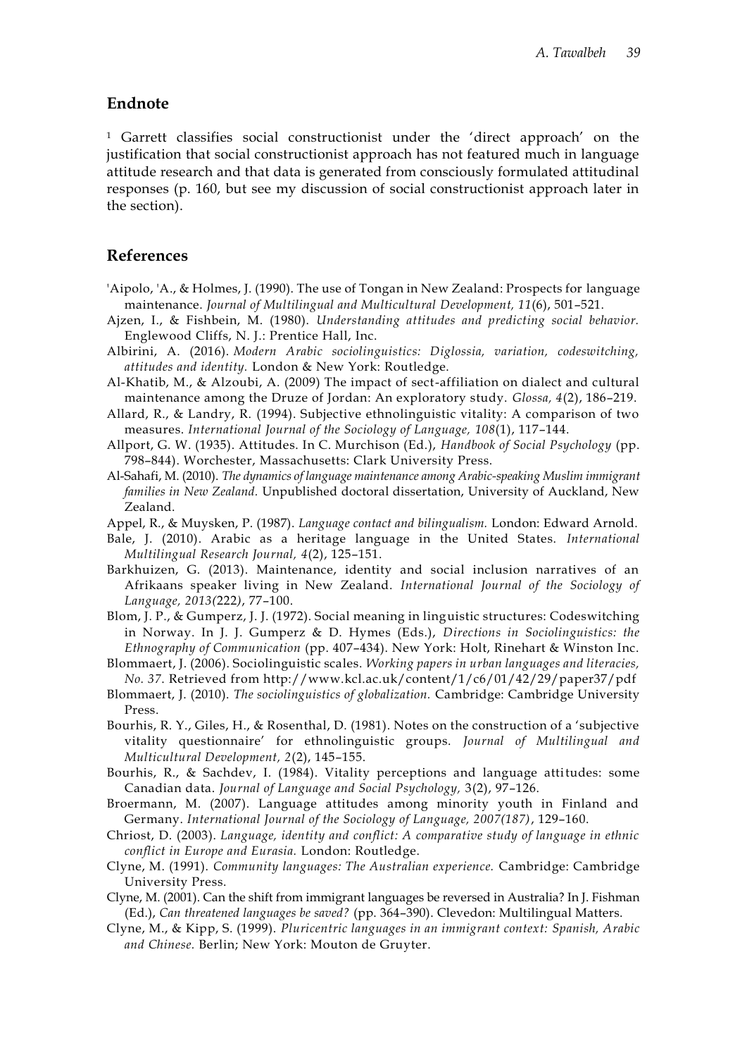## Endnote

[1] Garrett classifies social constructionist under the 'direct approach' on the justification that social constructionist approach has not featured much in language attitude research and that data is generated from consciously formulated attitudinal responses (p. 160, but see my discussion of social constructionist approach later in the section).

## References

'Aipolo, 'A., & Holmes, J. (1990). The use of Tongan in New Zealand: Prospects for language maintenance. *Journal of Multilingual and Multicultural Development, 11*(6), 501–521.

Ajzen, I., & Fishbein, M. (1980). *Understanding attitudes and predicting social behavior.* Englewood Cliffs, N. J.: Prentice Hall, Inc.

Albirini, A. (2016). *Modern Arabic sociolinguistics: Diglossia, variation, codeswitching, attitudes and identity.* London & New York: Routledge.

Al-Khatib, M., & Alzoubi, A. (2009) The impact of sect-affiliation on dialect and cultural maintenance among the Druze of Jordan: An exploratory study. *Glossa, 4*(2), 186–219.

Allard, R., & Landry, R. (1994). Subjective ethnolinguistic vitality: A comparison of two measures. *International Journal of the Sociology of Language, 108*(1), 117–144.

Allport, G. W. (1935). Attitudes. In C. Murchison (Ed.), *Handbook of Social Psychology* (pp. 798–844). Worchester, Massachusetts: Clark University Press.

Al-Sahafi, M. (2010). *The dynamics of language maintenance among Arabic-speaking Muslim immigrant families in New Zealand.* Unpublished doctoral dissertation, University of Auckland, New Zealand.

Appel, R., & Muysken, P. (1987). *Language contact and bilingualism.* London: Edward Arnold.

Bale, J. (2010). Arabic as a heritage language in the United States. *International Multilingual Research Journal, 4*(2), 125–151.

Barkhuizen, G. (2013). Maintenance, identity and social inclusion narratives of an Afrikaans speaker living in New Zealand. *International Journal of the Sociology of Language, 2013(222)*, 77–100.

Blom, J. P., & Gumperz, J. J. (1972). Social meaning in linguistic structures: Codeswitching in Norway. In J. J. Gumperz & D. Hymes (Eds.), *Directions in Sociolinguistics: the Ethnography of Communication* (pp. 407–434). New York: Holt, Rinehart & Winston Inc.

Blommaert, J. (2006). Sociolinguistic scales. *Working papers in urban languages and literacies, No. 37*. Retrieved from http://www.kcl.ac.uk/content/1/c6/01/42/29/paper37/pdf

Blommaert, J. (2010). *The sociolinguistics of globalization.* Cambridge: Cambridge University Press.

Bourhis, R. Y., Giles, H., & Rosenthal, D. (1981). Notes on the construction of a 'subjective vitality questionnaire' for ethnolinguistic groups. *Journal of Multilingual and Multicultural Development, 2*(2), 145–155.

Bourhis, R., & Sachdev, I. (1984). Vitality perceptions and language attitudes: some Canadian data. *Journal of Language and Social Psychology,* 3(2), 97–126.

Broermann, M. (2007). Language attitudes among minority youth in Finland and Germany. *International Journal of the Sociology of Language, 2007(187)*, 129–160.

Chriost, D. (2003). *Language, identity and conflict: A comparative study of language in ethnic conflict in Europe and Eurasia.* London: Routledge.

Clyne, M. (1991). *Community languages: The Australian experience.* Cambridge: Cambridge University Press.

Clyne, M. (2001). Can the shift from immigrant languages be reversed in Australia? In J. Fishman (Ed.), *Can threatened languages be saved?* (pp. 364–390). Clevedon: Multilingual Matters.

Clyne, M., & Kipp, S. (1999). *Pluricentric languages in an immigrant context: Spanish, Arabic and Chinese.* Berlin; New York: Mouton de Gruyter.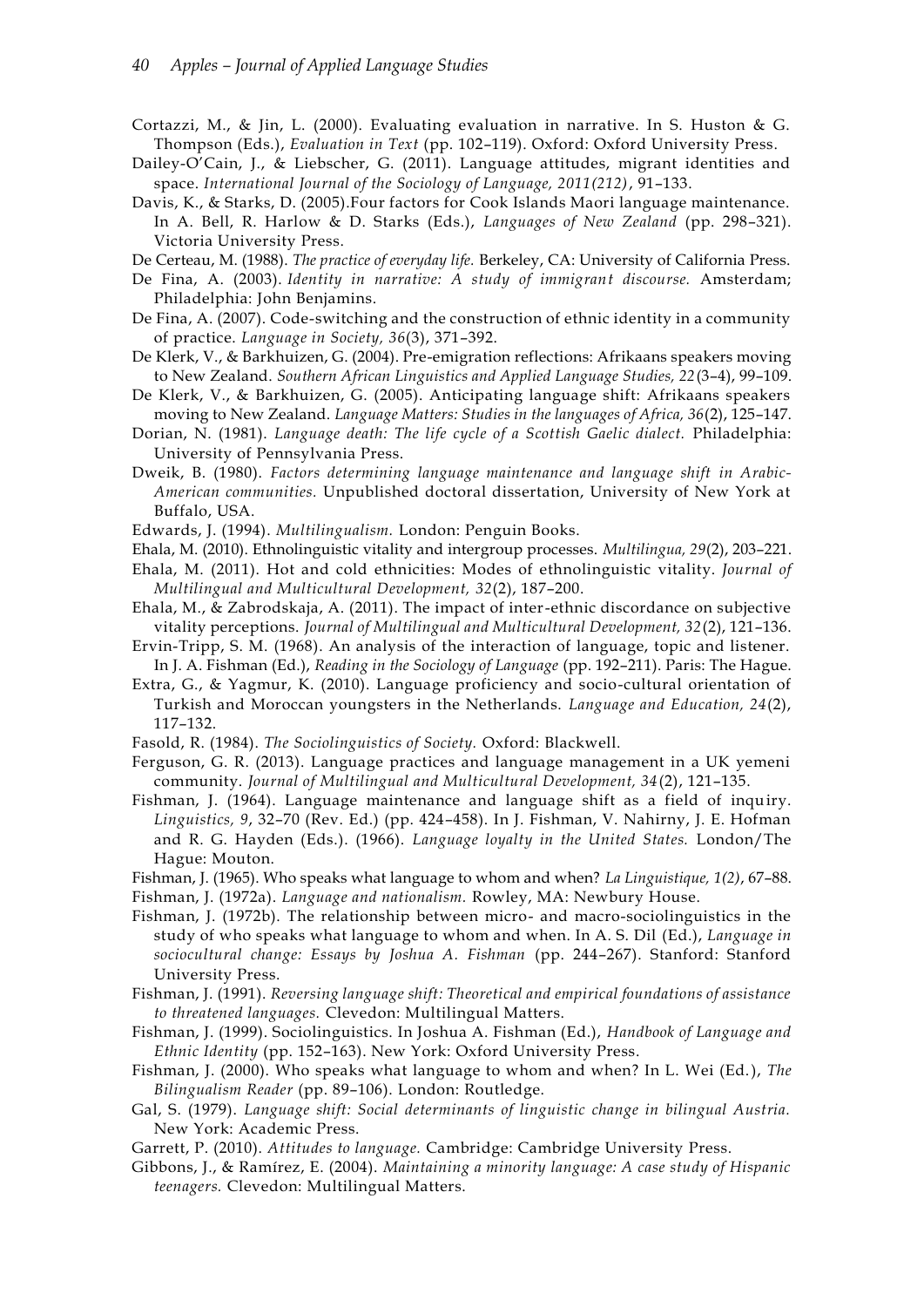Cortazzi, M., & Jin, L. (2000). Evaluating evaluation in narrative. In S. Huston & G. Thompson (Eds.), *Evaluation in Text* (pp. 102–119). Oxford: Oxford University Press.

Dailey-O'Cain, J., & Liebscher, G. (2011). Language attitudes, migrant identities and space. *International Journal of the Sociology of Language, 2011(212)*, 91–133.

Davis, K., & Starks, D. (2005).Four factors for Cook Islands Maori language maintenance. In A. Bell, R. Harlow & D. Starks (Eds.), *Languages of New Zealand* (pp. 298–321). Victoria University Press.

De Certeau, M. (1988). *The practice of everyday life.* Berkeley, CA: University of California Press.

De Fina, A. (2003). *Identity in narrative: A study of immigrant discourse.* Amsterdam; Philadelphia: John Benjamins.

De Fina, A. (2007). Code-switching and the construction of ethnic identity in a community of practice. *Language in Society, 36*(3), 371–392.

De Klerk, V., & Barkhuizen, G. (2004). Pre-emigration reflections: Afrikaans speakers moving to New Zealand. *Southern African Linguistics and Applied Language Studies, 22*(3–4), 99–109.

De Klerk, V., & Barkhuizen, G. (2005). Anticipating language shift: Afrikaans speakers moving to New Zealand. *Language Matters: Studies in the languages of Africa, 36*(2), 125–147.

Dorian, N. (1981). *Language death: The life cycle of a Scottish Gaelic dialect.* Philadelphia: University of Pennsylvania Press.

Dweik, B. (1980). *Factors determining language maintenance and language shift in Arabic-American communities.* Unpublished doctoral dissertation, University of New York at Buffalo, USA.

Edwards, J. (1994). *Multilingualism.* London: Penguin Books.

Ehala, M. (2010). Ethnolinguistic vitality and intergroup processes. *Multilingua, 29*(2), 203–221.

Ehala, M. (2011). Hot and cold ethnicities: Modes of ethnolinguistic vitality. *Journal of Multilingual and Multicultural Development, 32*(2), 187–200.

Ehala, M., & Zabrodskaja, A. (2011). The impact of inter-ethnic discordance on subjective vitality perceptions. *Journal of Multilingual and Multicultural Development, 32*(2), 121–136.

Ervin-Tripp, S. M. (1968). An analysis of the interaction of language, topic and listener. In J. A. Fishman (Ed.), *Reading in the Sociology of Language* (pp. 192–211). Paris: The Hague.

Extra, G., & Yagmur, K. (2010). Language proficiency and socio-cultural orientation of Turkish and Moroccan youngsters in the Netherlands. *Language and Education, 24*(2), 117–132.

Fasold, R. (1984). *The Sociolinguistics of Society.* Oxford: Blackwell.

Ferguson, G. R. (2013). Language practices and language management in a UK yemeni community. *Journal of Multilingual and Multicultural Development, 34*(2), 121–135.

Fishman, J. (1964). Language maintenance and language shift as a field of inquiry. *Linguistics, 9*, 32–70 (Rev. Ed.) (pp. 424–458). In J. Fishman, V. Nahirny, J. E. Hofman and R. G. Hayden (Eds.). (1966). *Language loyalty in the United States.* London/The Hague: Mouton.

Fishman, J. (1965). Who speaks what language to whom and when? *La Linguistique, 1(2)*, 67–88.

Fishman, J. (1972a). *Language and nationalism.* Rowley, MA: Newbury House.

Fishman, J. (1972b). The relationship between micro- and macro-sociolinguistics in the study of who speaks what language to whom and when. In A. S. Dil (Ed.), *Language in sociocultural change: Essays by Joshua A. Fishman* (pp. 244–267). Stanford: Stanford University Press.

Fishman, J. (1991). *Reversing language shift: Theoretical and empirical foundations of assistance to threatened languages.* Clevedon: Multilingual Matters.

Fishman, J. (1999). Sociolinguistics. In Joshua A. Fishman (Ed.), *Handbook of Language and Ethnic Identity* (pp. 152–163). New York: Oxford University Press.

Fishman, J. (2000). Who speaks what language to whom and when? In L. Wei (Ed.), *The Bilingualism Reader* (pp. 89–106). London: Routledge.

Gal, S. (1979). *Language shift: Social determinants of linguistic change in bilingual Austria.* New York: Academic Press.

Garrett, P. (2010). *Attitudes to language.* Cambridge: Cambridge University Press.

Gibbons, J., & Ramírez, E. (2004). *Maintaining a minority language: A case study of Hispanic teenagers.* Clevedon: Multilingual Matters.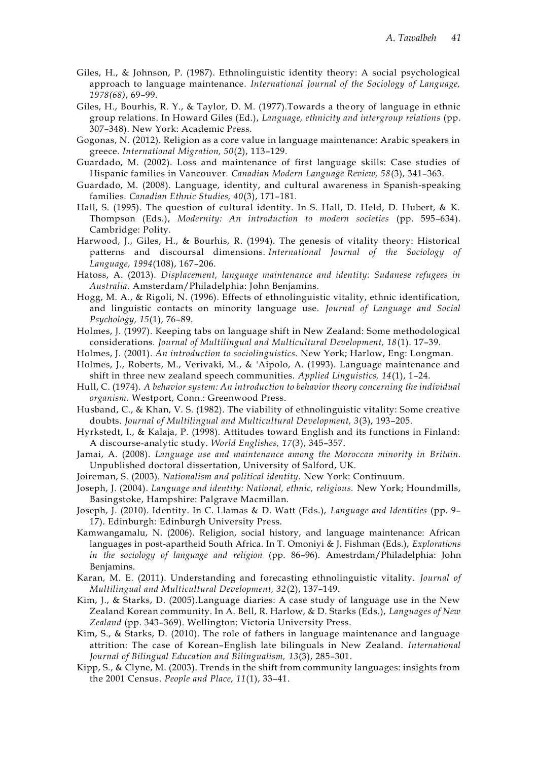Giles, H., & Johnson, P. (1987). Ethnolinguistic identity theory: A social psychological approach to language maintenance. *International Journal of the Sociology of Language, 1978(68)*, 69–99.

Giles, H., Bourhis, R. Y., & Taylor, D. M. (1977).Towards a theory of language in ethnic group relations. In Howard Giles (Ed.), *Language, ethnicity and intergroup relations* (pp. 307–348). New York: Academic Press.

Gogonas, N. (2012). Religion as a core value in language maintenance: Arabic speakers in greece. *International Migration, 50*(2), 113–129.

Guardado, M. (2002). Loss and maintenance of first language skills: Case studies of Hispanic families in Vancouver. *Canadian Modern Language Review, 58*(3), 341–363.

Guardado, M. (2008). Language, identity, and cultural awareness in Spanish-speaking families. *Canadian Ethnic Studies, 40*(3), 171–181.

Hall, S. (1995). The question of cultural identity. In S. Hall, D. Held, D. Hubert, & K. Thompson (Eds.), *Modernity: An introduction to modern societies* (pp. 595–634). Cambridge: Polity.

Harwood, J., Giles, H., & Bourhis, R. (1994). The genesis of vitality theory: Historical patterns and discoursal dimensions. *International Journal of the Sociology of Language, 1994*(108), 167–206.

Hatoss, A. (2013). *Displacement, language maintenance and identity: Sudanese refugees in Australia.* Amsterdam/Philadelphia: John Benjamins.

Hogg, M. A., & Rigoli, N. (1996). Effects of ethnolinguistic vitality, ethnic identification, and linguistic contacts on minority language use. *Journal of Language and Social Psychology, 15*(1), 76–89.

Holmes, J. (1997). Keeping tabs on language shift in New Zealand: Some methodological considerations. *Journal of Multilingual and Multicultural Development, 18*(1). 17–39.

Holmes, J. (2001). *An introduction to sociolinguistics.* New York; Harlow, Eng: Longman.

Holmes, J., Roberts, M., Verivaki, M., & 'Aipolo, A. (1993). Language maintenance and shift in three new zealand speech communities. *Applied Linguistics, 14*(1), 1–24.

Hull, C. (1974). *A behavior system: An introduction to behavior theory concerning the individual organism.* Westport, Conn.: Greenwood Press.

Husband, C., & Khan, V. S. (1982). The viability of ethnolinguistic vitality: Some creative doubts. *Journal of Multilingual and Multicultural Development, 3*(3), 193–205.

Hyrkstedt, I., & Kalaja, P. (1998). Attitudes toward English and its functions in Finland: A discourse-analytic study. *World Englishes, 17*(3), 345–357.

Jamai, A. (2008). *Language use and maintenance among the Moroccan minority in Britain.* Unpublished doctoral dissertation, University of Salford, UK.

Joireman, S. (2003). *Nationalism and political identity.* New York: Continuum.

Joseph, J. (2004). *Language and identity: National, ethnic, religious.* New York; Houndmills, Basingstoke, Hampshire: Palgrave Macmillan.

Joseph, J. (2010). Identity. In C. Llamas & D. Watt (Eds.), *Language and Identities* (pp. 9–17). Edinburgh: Edinburgh University Press.

Kamwangamalu, N. (2006). Religion, social history, and language maintenance: African languages in post-apartheid South Africa. In T. Omoniyi & J. Fishman (Eds.), *Explorations in the sociology of language and religion* (pp. 86–96). Amestrdam/Philadelphia: John Benjamins.

Karan, M. E. (2011). Understanding and forecasting ethnolinguistic vitality. *Journal of Multilingual and Multicultural Development, 32*(2), 137–149.

Kim, J., & Starks, D. (2005).Language diaries: A case study of language use in the New Zealand Korean community. In A. Bell, R. Harlow, & D. Starks (Eds.), *Languages of New Zealand* (pp. 343–369). Wellington: Victoria University Press.

Kim, S., & Starks, D. (2010). The role of fathers in language maintenance and language attrition: The case of Korean–English late bilinguals in New Zealand. *International Journal of Bilingual Education and Bilingualism, 13*(3), 285–301.

Kipp, S., & Clyne, M. (2003). Trends in the shift from community languages: insights from the 2001 Census. *People and Place, 11*(1), 33–41.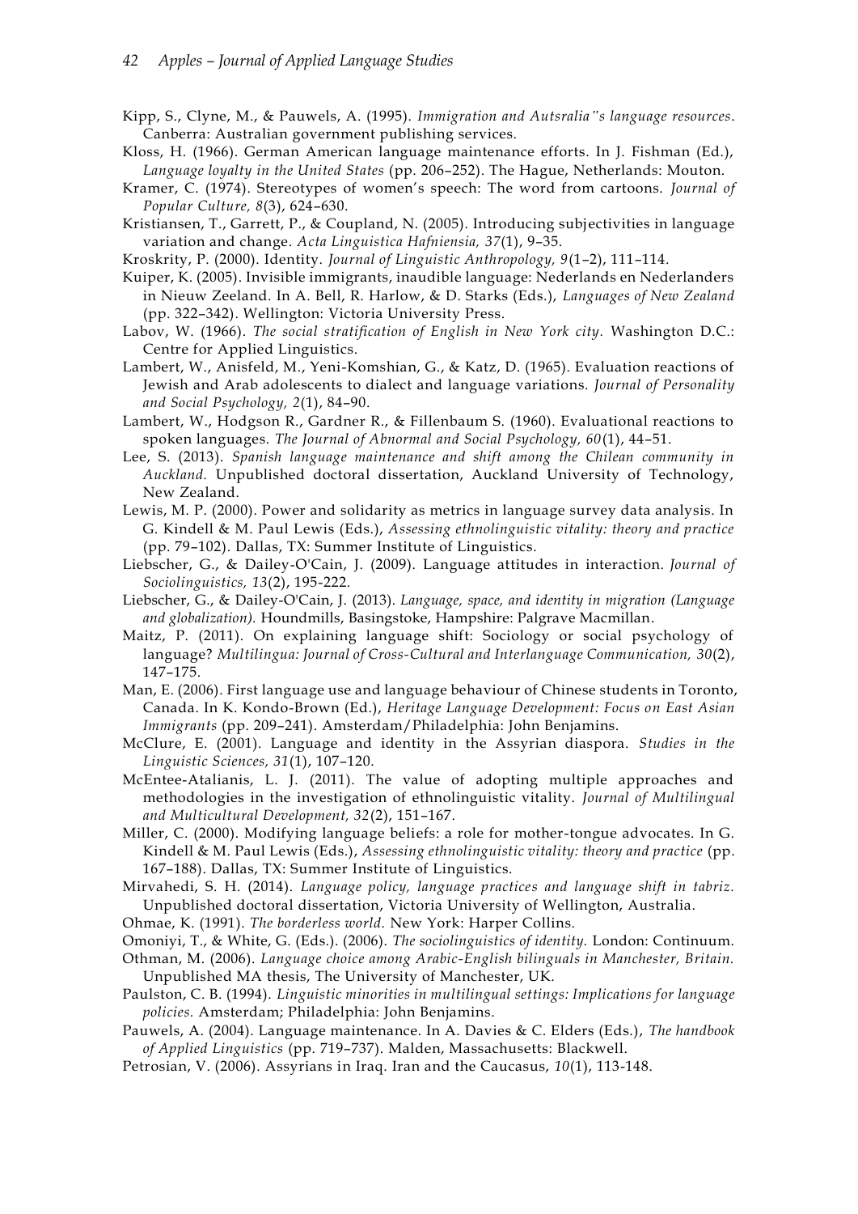Kipp, S., Clyne, M., & Pauwels, A. (1995). *Immigration and Autsralia"s language resources*. Canberra: Australian government publishing services.

Kloss, H. (1966). German American language maintenance efforts. In J. Fishman (Ed.), *Language loyalty in the United States* (pp. 206–252). The Hague, Netherlands: Mouton.

Kramer, C. (1974). Stereotypes of women's speech: The word from cartoons. *Journal of Popular Culture, 8*(3), 624–630.

Kristiansen, T., Garrett, P., & Coupland, N. (2005). Introducing subjectivities in language variation and change. *Acta Linguistica Hafniensia, 37*(1), 9–35.

Kroskrity, P. (2000). Identity. *Journal of Linguistic Anthropology, 9*(1–2), 111–114.

Kuiper, K. (2005). Invisible immigrants, inaudible language: Nederlands en Nederlanders in Nieuw Zeeland. In A. Bell, R. Harlow, & D. Starks (Eds.), *Languages of New Zealand* (pp. 322–342). Wellington: Victoria University Press.

Labov, W. (1966). *The social stratification of English in New York city.* Washington D.C.: Centre for Applied Linguistics.

Lambert, W., Anisfeld, M., Yeni-Komshian, G., & Katz, D. (1965). Evaluation reactions of Jewish and Arab adolescents to dialect and language variations. *Journal of Personality and Social Psychology, 2*(1), 84–90.

Lambert, W., Hodgson R., Gardner R., & Fillenbaum S. (1960). Evaluational reactions to spoken languages. *The Journal of Abnormal and Social Psychology, 60*(1), 44–51.

Lee, S. (2013). *Spanish language maintenance and shift among the Chilean community in Auckland.* Unpublished doctoral dissertation, Auckland University of Technology, New Zealand.

Lewis, M. P. (2000). Power and solidarity as metrics in language survey data analysis. In G. Kindell & M. Paul Lewis (Eds.), *Assessing ethnolinguistic vitality: theory and practice* (pp. 79–102). Dallas, TX: Summer Institute of Linguistics.

Liebscher, G., & Dailey-O'Cain, J. (2009). Language attitudes in interaction. *Journal of Sociolinguistics, 13*(2), 195-222.

Liebscher, G., & Dailey-O'Cain, J. (2013). *Language, space, and identity in migration (Language and globalization).* Houndmills, Basingstoke, Hampshire: Palgrave Macmillan.

Maitz, P. (2011). On explaining language shift: Sociology or social psychology of language? *Multilingua: Journal of Cross-Cultural and Interlanguage Communication, 30*(2), 147–175.

Man, E. (2006). First language use and language behaviour of Chinese students in Toronto, Canada. In K. Kondo-Brown (Ed.), *Heritage Language Development: Focus on East Asian Immigrants* (pp. 209–241). Amsterdam/Philadelphia: John Benjamins.

McClure, E. (2001). Language and identity in the Assyrian diaspora. *Studies in the Linguistic Sciences, 31*(1), 107–120.

McEntee-Atalianis, L. J. (2011). The value of adopting multiple approaches and methodologies in the investigation of ethnolinguistic vitality. *Journal of Multilingual and Multicultural Development, 32*(2), 151–167.

Miller, C. (2000). Modifying language beliefs: a role for mother-tongue advocates. In G. Kindell & M. Paul Lewis (Eds.), *Assessing ethnolinguistic vitality: theory and practice* (pp. 167–188). Dallas, TX: Summer Institute of Linguistics.

Mirvahedi, S. H. (2014). *Language policy, language practices and language shift in tabriz.* Unpublished doctoral dissertation, Victoria University of Wellington, Australia.

Ohmae, K. (1991). *The borderless world.* New York: Harper Collins.

Omoniyi, T., & White, G. (Eds.). (2006). *The sociolinguistics of identity.* London: Continuum.

Othman, M. (2006). *Language choice among Arabic-English bilinguals in Manchester, Britain.* Unpublished MA thesis, The University of Manchester, UK.

Paulston, C. B. (1994). *Linguistic minorities in multilingual settings: Implications for language policies.* Amsterdam; Philadelphia: John Benjamins.

Pauwels, A. (2004). Language maintenance. In A. Davies & C. Elders (Eds.), *The handbook of Applied Linguistics* (pp. 719–737). Malden, Massachusetts: Blackwell.

Petrosian, V. (2006). Assyrians in Iraq. Iran and the Caucasus, *10*(1), 113-148.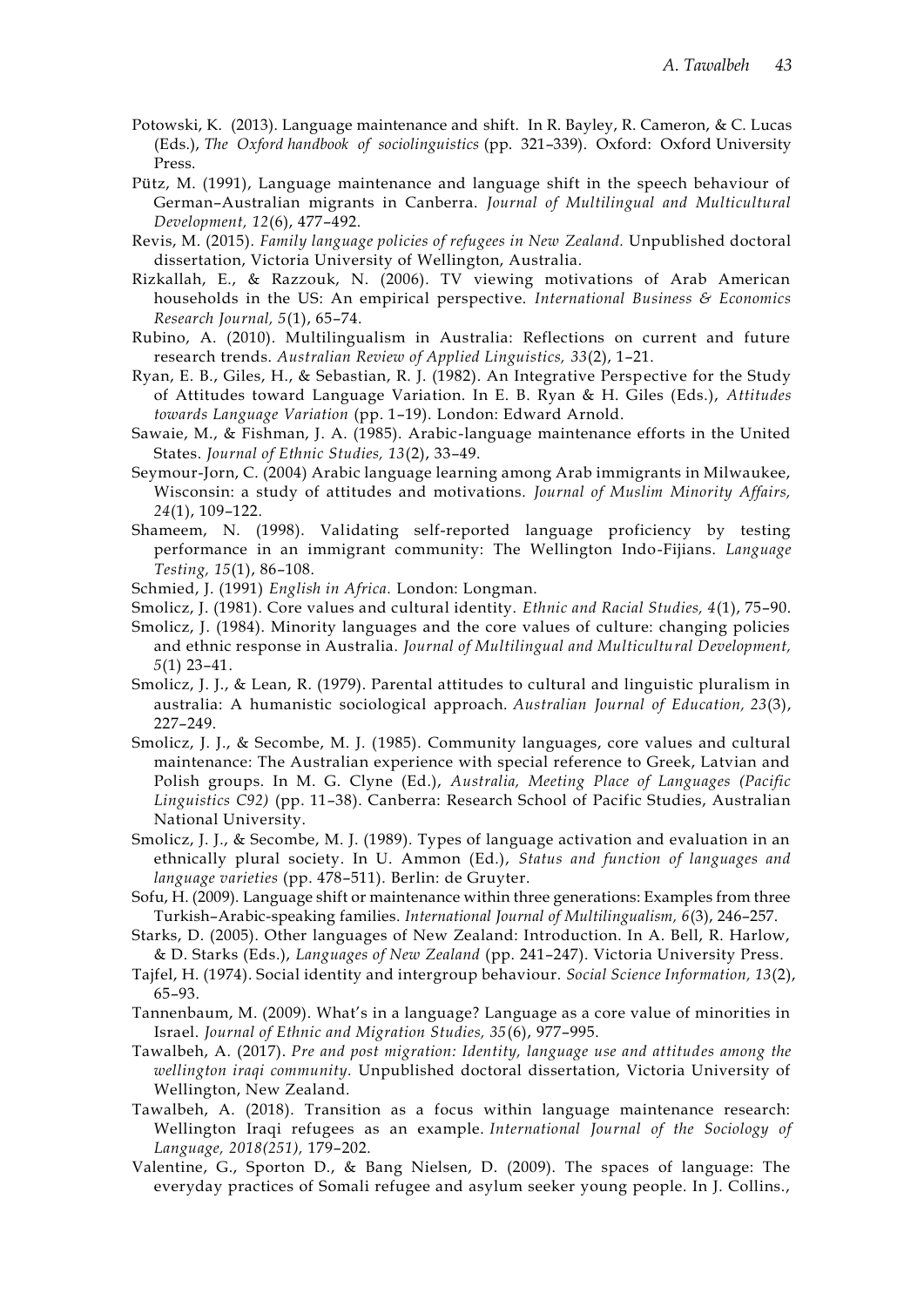Potowski, K. (2013). Language maintenance and shift. In R. Bayley, R. Cameron, & C. Lucas (Eds.), *The Oxford handbook of sociolinguistics* (pp. 321–339). Oxford: Oxford University Press.

Pütz, M. (1991), Language maintenance and language shift in the speech behaviour of German–Australian migrants in Canberra. *Journal of Multilingual and Multicultural Development, 12*(6), 477–492.

Revis, M. (2015). *Family language policies of refugees in New Zealand.* Unpublished doctoral dissertation, Victoria University of Wellington, Australia.

Rizkallah, E., & Razzouk, N. (2006). TV viewing motivations of Arab American households in the US: An empirical perspective. *International Business & Economics Research Journal, 5*(1), 65–74.

Rubino, A. (2010). Multilingualism in Australia: Reflections on current and future research trends. *Australian Review of Applied Linguistics, 33*(2), 1–21.

Ryan, E. B., Giles, H., & Sebastian, R. J. (1982). An Integrative Perspective for the Study of Attitudes toward Language Variation. In E. B. Ryan & H. Giles (Eds.), *Attitudes towards Language Variation* (pp. 1–19). London: Edward Arnold.

Sawaie, M., & Fishman, J. A. (1985). Arabic-language maintenance efforts in the United States. *Journal of Ethnic Studies, 13*(2), 33–49.

Seymour-Jorn, C. (2004) Arabic language learning among Arab immigrants in Milwaukee, Wisconsin: a study of attitudes and motivations. *Journal of Muslim Minority Affairs, 24*(1), 109–122.

Shameem, N. (1998). Validating self-reported language proficiency by testing performance in an immigrant community: The Wellington Indo-Fijians. *Language Testing, 15*(1), 86–108.

Schmied, J. (1991) *English in Africa.* London: Longman.

Smolicz, J. (1981). Core values and cultural identity. *Ethnic and Racial Studies, 4*(1), 75–90.

Smolicz, J. (1984). Minority languages and the core values of culture: changing policies and ethnic response in Australia. *Journal of Multilingual and Multicultural Development, 5*(1) 23–41.

Smolicz, J. J., & Lean, R. (1979). Parental attitudes to cultural and linguistic pluralism in australia: A humanistic sociological approach. *Australian Journal of Education, 23*(3), 227–249.

Smolicz, J. J., & Secombe, M. J. (1985). Community languages, core values and cultural maintenance: The Australian experience with special reference to Greek, Latvian and Polish groups. In M. G. Clyne (Ed.), *Australia, Meeting Place of Languages (Pacific Linguistics C92)* (pp. 11–38). Canberra: Research School of Pacific Studies, Australian National University.

Smolicz, J. J., & Secombe, M. J. (1989). Types of language activation and evaluation in an ethnically plural society. In U. Ammon (Ed.), *Status and function of languages and language varieties* (pp. 478–511). Berlin: de Gruyter.

Sofu, H. (2009). Language shift or maintenance within three generations: Examples from three Turkish–Arabic-speaking families. *International Journal of Multilingualism, 6*(3), 246–257.

Starks, D. (2005). Other languages of New Zealand: Introduction. In A. Bell, R. Harlow, & D. Starks (Eds.), *Languages of New Zealand* (pp. 241–247). Victoria University Press.

Tajfel, H. (1974). Social identity and intergroup behaviour. *Social Science Information, 13*(2), 65–93.

Tannenbaum, M. (2009). What's in a language? Language as a core value of minorities in Israel. *Journal of Ethnic and Migration Studies, 35*(6), 977–995.

Tawalbeh, A. (2017). *Pre and post migration: Identity, language use and attitudes among the wellington iraqi community.* Unpublished doctoral dissertation, Victoria University of Wellington, New Zealand.

Tawalbeh, A. (2018). Transition as a focus within language maintenance research: Wellington Iraqi refugees as an example. *International Journal of the Sociology of Language, 2018(251),* 179–202.

Valentine, G., Sporton D., & Bang Nielsen, D. (2009). The spaces of language: The everyday practices of Somali refugee and asylum seeker young people. In J. Collins.,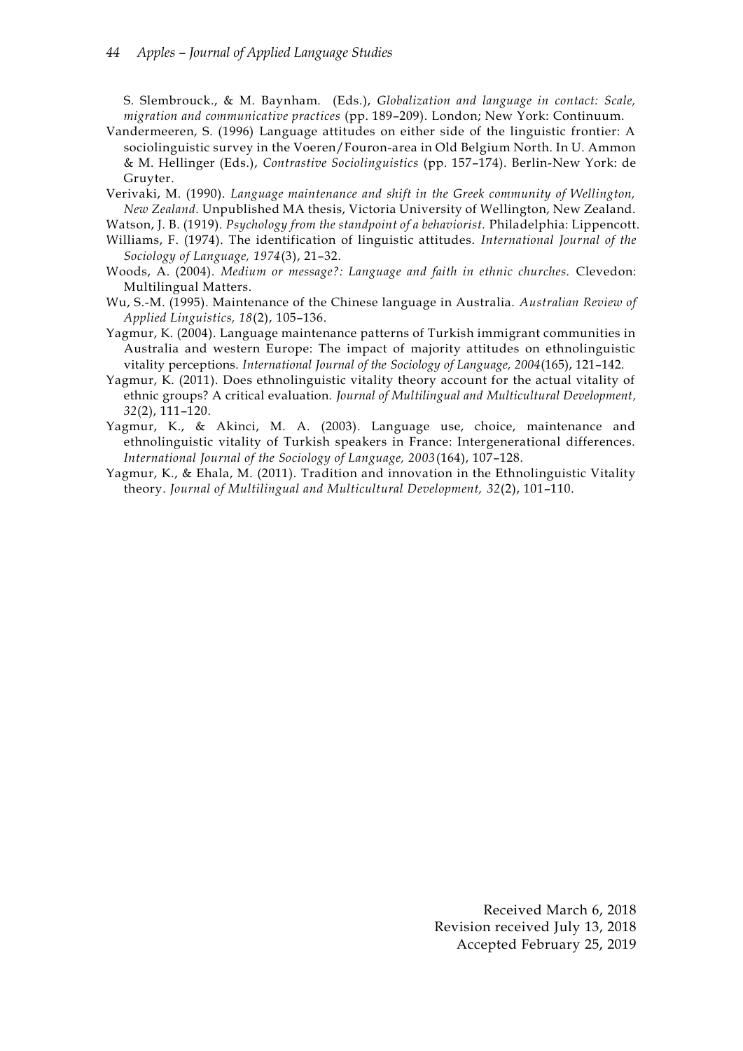S. Slembrouck., & M. Baynham. (Eds.), *Globalization and language in contact: Scale, migration and communicative practices* (pp. 189–209). London; New York: Continuum.

Vandermeeren, S. (1996) Language attitudes on either side of the linguistic frontier: A sociolinguistic survey in the Voeren/Fouron-area in Old Belgium North. In U. Ammon & M. Hellinger (Eds.), *Contrastive Sociolinguistics* (pp. 157–174). Berlin-New York: de Gruyter.

Verivaki, M. (1990). *Language maintenance and shift in the Greek community of Wellington, New Zealand.* Unpublished MA thesis, Victoria University of Wellington, New Zealand.

Watson, J. B. (1919). *Psychology from the standpoint of a behaviorist.* Philadelphia: Lippencott.

Williams, F. (1974). The identification of linguistic attitudes. *International Journal of the Sociology of Language, 1974*(3), 21–32.

Woods, A. (2004). *Medium or message?: Language and faith in ethnic churches.* Clevedon: Multilingual Matters.

Wu, S.-M. (1995). Maintenance of the Chinese language in Australia. *Australian Review of Applied Linguistics, 18*(2), 105–136.

Yagmur, K. (2004). Language maintenance patterns of Turkish immigrant communities in Australia and western Europe: The impact of majority attitudes on ethnolinguistic vitality perceptions. *International Journal of the Sociology of Language, 2004*(165), 121–142.

Yagmur, K. (2011). Does ethnolinguistic vitality theory account for the actual vitality of ethnic groups? A critical evaluation. *Journal of Multilingual and Multicultural Development, 32*(2), 111–120.

Yagmur, K., & Akinci, M. A. (2003). Language use, choice, maintenance and ethnolinguistic vitality of Turkish speakers in France: Intergenerational differences. *International Journal of the Sociology of Language, 2003*(164), 107–128.

Yagmur, K., & Ehala, M. (2011). Tradition and innovation in the Ethnolinguistic Vitality theory. *Journal of Multilingual and Multicultural Development, 32*(2), 101–110.

Received March 6, 2018
Revision received July 13, 2018
Accepted February 25, 2019